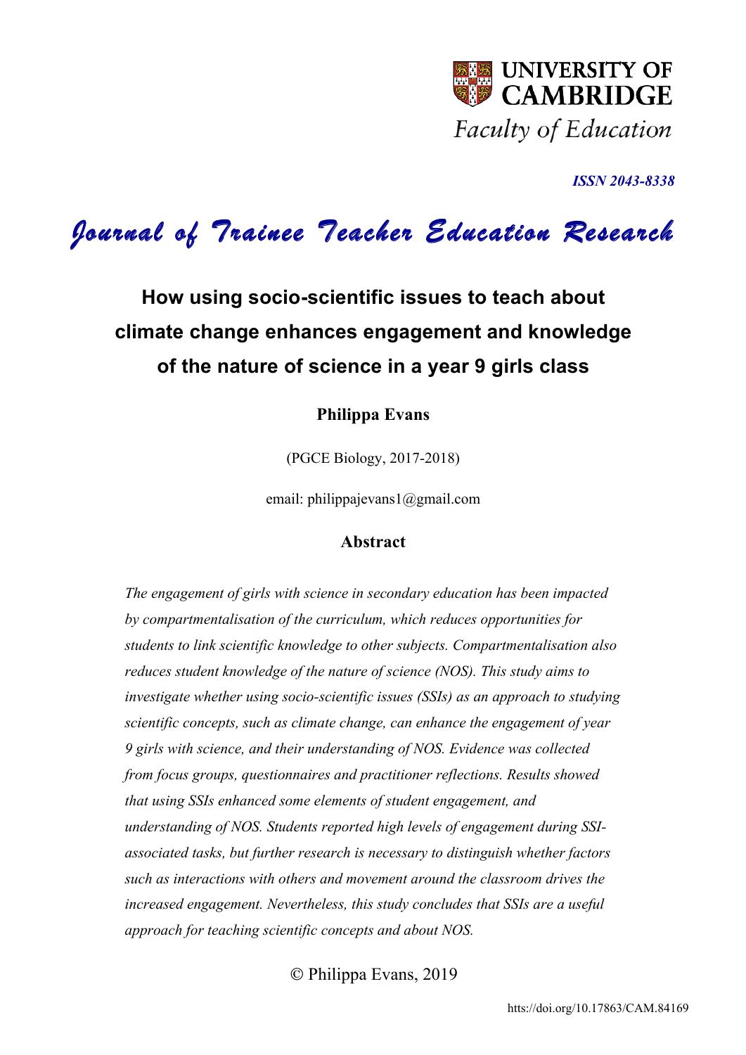UNIVERSITY OF CAMBRIDGE

*Faculty of Education*

***ISSN 2043-8338***

*Journal of Trainee Teacher Education Research*

# How using socio-scientific issues to teach about climate change enhances engagement and knowledge of the nature of science in a year 9 girls class

**Philippa Evans**

(PGCE Biology, 2017-2018)

email: philippajevans1@gmail.com

## Abstract

*The engagement of girls with science in secondary education has been impacted by compartmentalisation of the curriculum, which reduces opportunities for students to link scientific knowledge to other subjects. Compartmentalisation also reduces student knowledge of the nature of science (NOS). This study aims to investigate whether using socio-scientific issues (SSIs) as an approach to studying scientific concepts, such as climate change, can enhance the engagement of year 9 girls with science, and their understanding of NOS. Evidence was collected from focus groups, questionnaires and practitioner reflections. Results showed that using SSIs enhanced some elements of student engagement, and understanding of NOS. Students reported high levels of engagement during SSI-associated tasks, but further research is necessary to distinguish whether factors such as interactions with others and movement around the classroom drives the increased engagement. Nevertheless, this study concludes that SSIs are a useful approach for teaching scientific concepts and about NOS.*

© Philippa Evans, 2019

https://doi.org/10.17863/CAM.84169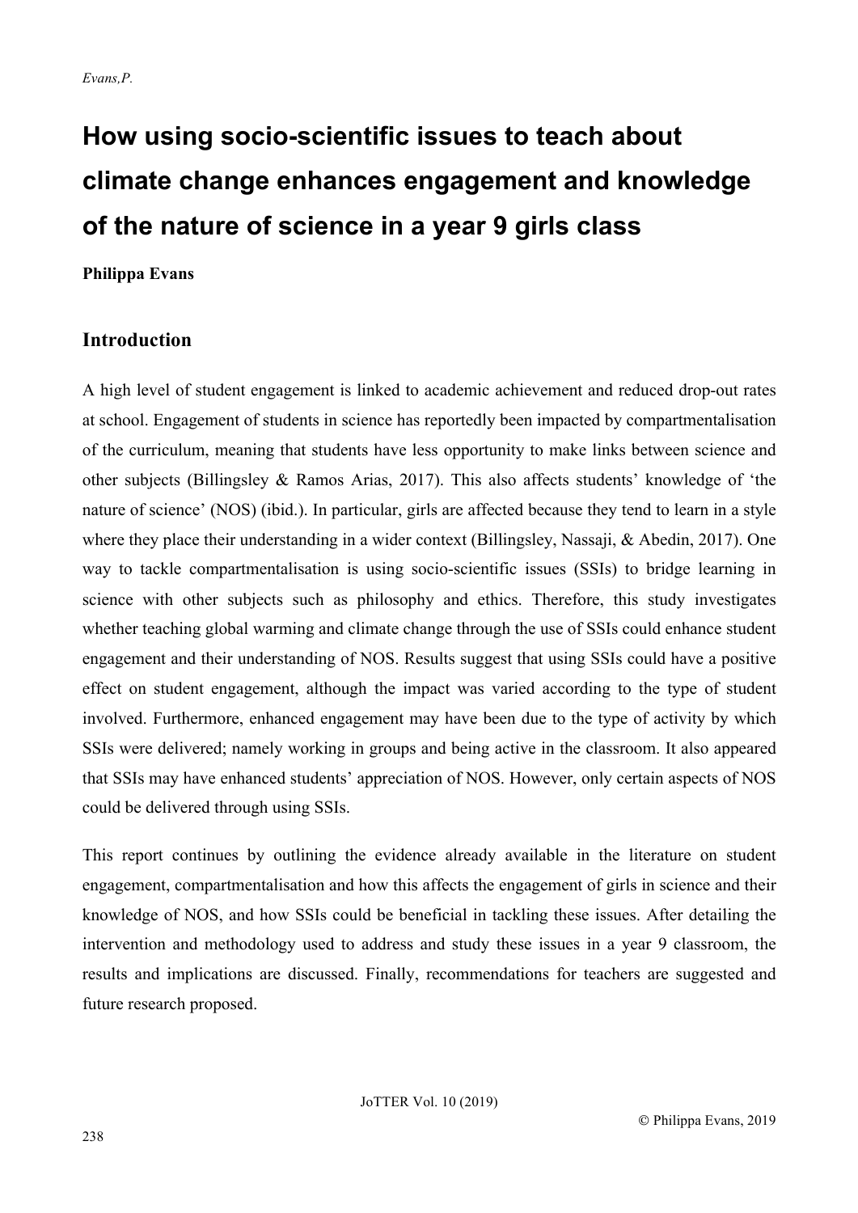# How using socio-scientific issues to teach about climate change enhances engagement and knowledge of the nature of science in a year 9 girls class

**Philippa Evans**

## Introduction

A high level of student engagement is linked to academic achievement and reduced drop-out rates at school. Engagement of students in science has reportedly been impacted by compartmentalisation of the curriculum, meaning that students have less opportunity to make links between science and other subjects (Billingsley & Ramos Arias, 2017). This also affects students' knowledge of 'the nature of science' (NOS) (ibid.). In particular, girls are affected because they tend to learn in a style where they place their understanding in a wider context (Billingsley, Nassaji, & Abedin, 2017). One way to tackle compartmentalisation is using socio-scientific issues (SSIs) to bridge learning in science with other subjects such as philosophy and ethics. Therefore, this study investigates whether teaching global warming and climate change through the use of SSIs could enhance student engagement and their understanding of NOS. Results suggest that using SSIs could have a positive effect on student engagement, although the impact was varied according to the type of student involved. Furthermore, enhanced engagement may have been due to the type of activity by which SSIs were delivered; namely working in groups and being active in the classroom. It also appeared that SSIs may have enhanced students' appreciation of NOS. However, only certain aspects of NOS could be delivered through using SSIs.

This report continues by outlining the evidence already available in the literature on student engagement, compartmentalisation and how this affects the engagement of girls in science and their knowledge of NOS, and how SSIs could be beneficial in tackling these issues. After detailing the intervention and methodology used to address and study these issues in a year 9 classroom, the results and implications are discussed. Finally, recommendations for teachers are suggested and future research proposed.

© Philippa Evans, 2019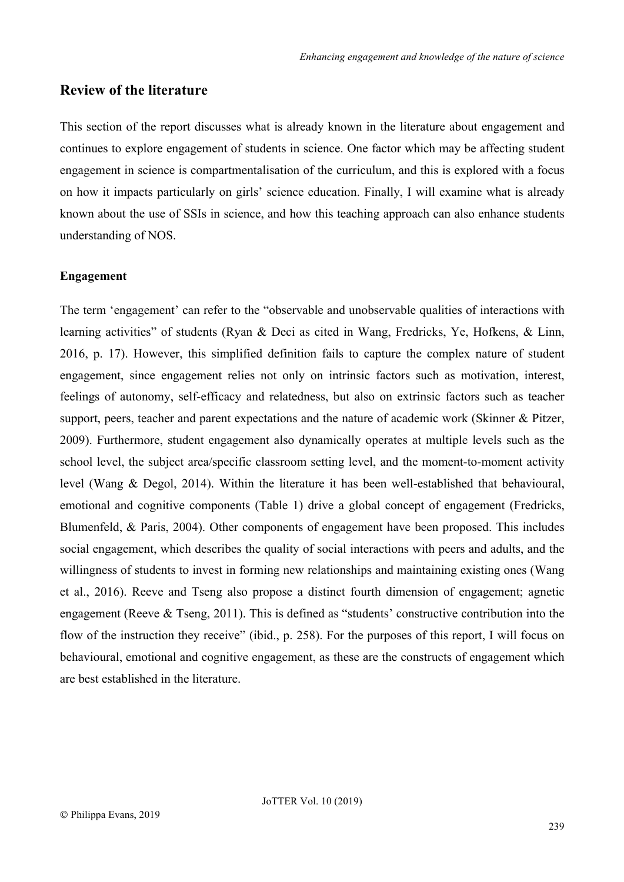## Review of the literature

This section of the report discusses what is already known in the literature about engagement and continues to explore engagement of students in science. One factor which may be affecting student engagement in science is compartmentalisation of the curriculum, and this is explored with a focus on how it impacts particularly on girls' science education. Finally, I will examine what is already known about the use of SSIs in science, and how this teaching approach can also enhance students understanding of NOS.

### Engagement

The term 'engagement' can refer to the "observable and unobservable qualities of interactions with learning activities" of students (Ryan & Deci as cited in Wang, Fredricks, Ye, Hofkens, & Linn, 2016, p. 17). However, this simplified definition fails to capture the complex nature of student engagement, since engagement relies not only on intrinsic factors such as motivation, interest, feelings of autonomy, self-efficacy and relatedness, but also on extrinsic factors such as teacher support, peers, teacher and parent expectations and the nature of academic work (Skinner & Pitzer, 2009). Furthermore, student engagement also dynamically operates at multiple levels such as the school level, the subject area/specific classroom setting level, and the moment-to-moment activity level (Wang & Degol, 2014). Within the literature it has been well-established that behavioural, emotional and cognitive components (Table 1) drive a global concept of engagement (Fredricks, Blumenfeld, & Paris, 2004). Other components of engagement have been proposed. This includes social engagement, which describes the quality of social interactions with peers and adults, and the willingness of students to invest in forming new relationships and maintaining existing ones (Wang et al., 2016). Reeve and Tseng also propose a distinct fourth dimension of engagement; agnetic engagement (Reeve & Tseng, 2011). This is defined as "students' constructive contribution into the flow of the instruction they receive" (ibid., p. 258). For the purposes of this report, I will focus on behavioural, emotional and cognitive engagement, as these are the constructs of engagement which are best established in the literature.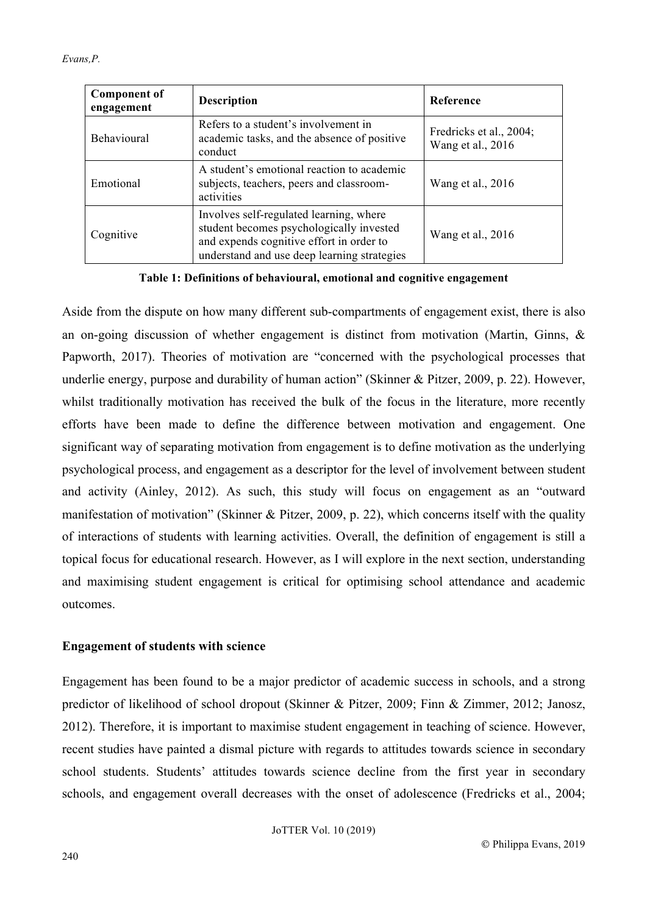| Component of engagement | Description | Reference |
|---|---|---|
| Behavioural | Refers to a student's involvement in academic tasks, and the absence of positive conduct | Fredricks et al., 2004; Wang et al., 2016 |
| Emotional | A student's emotional reaction to academic subjects, teachers, peers and classroom-activities | Wang et al., 2016 |
| Cognitive | Involves self-regulated learning, where student becomes psychologically invested and expends cognitive effort in order to understand and use deep learning strategies | Wang et al., 2016 |

**Table 1: Definitions of behavioural, emotional and cognitive engagement**

Aside from the dispute on how many different sub-compartments of engagement exist, there is also an on-going discussion of whether engagement is distinct from motivation (Martin, Ginns, & Papworth, 2017). Theories of motivation are "concerned with the psychological processes that underlie energy, purpose and durability of human action" (Skinner & Pitzer, 2009, p. 22). However, whilst traditionally motivation has received the bulk of the focus in the literature, more recently efforts have been made to define the difference between motivation and engagement. One significant way of separating motivation from engagement is to define motivation as the underlying psychological process, and engagement as a descriptor for the level of involvement between student and activity (Ainley, 2012). As such, this study will focus on engagement as an "outward manifestation of motivation" (Skinner & Pitzer, 2009, p. 22), which concerns itself with the quality of interactions of students with learning activities. Overall, the definition of engagement is still a topical focus for educational research. However, as I will explore in the next section, understanding and maximising student engagement is critical for optimising school attendance and academic outcomes.

**Engagement of students with science**

Engagement has been found to be a major predictor of academic success in schools, and a strong predictor of likelihood of school dropout (Skinner & Pitzer, 2009; Finn & Zimmer, 2012; Janosz, 2012). Therefore, it is important to maximise student engagement in teaching of science. However, recent studies have painted a dismal picture with regards to attitudes towards science in secondary school students. Students' attitudes towards science decline from the first year in secondary schools, and engagement overall decreases with the onset of adolescence (Fredricks et al., 2004;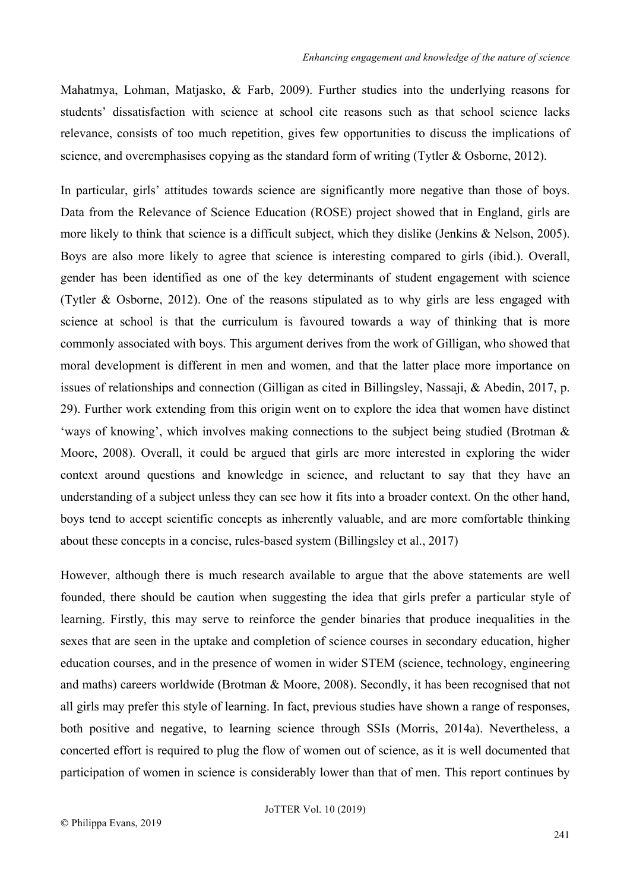Mahatmya, Lohman, Matjasko, & Farb, 2009). Further studies into the underlying reasons for students' dissatisfaction with science at school cite reasons such as that school science lacks relevance, consists of too much repetition, gives few opportunities to discuss the implications of science, and overemphasises copying as the standard form of writing (Tytler & Osborne, 2012).

In particular, girls' attitudes towards science are significantly more negative than those of boys. Data from the Relevance of Science Education (ROSE) project showed that in England, girls are more likely to think that science is a difficult subject, which they dislike (Jenkins & Nelson, 2005). Boys are also more likely to agree that science is interesting compared to girls (ibid.). Overall, gender has been identified as one of the key determinants of student engagement with science (Tytler & Osborne, 2012). One of the reasons stipulated as to why girls are less engaged with science at school is that the curriculum is favoured towards a way of thinking that is more commonly associated with boys. This argument derives from the work of Gilligan, who showed that moral development is different in men and women, and that the latter place more importance on issues of relationships and connection (Gilligan as cited in Billingsley, Nassaji, & Abedin, 2017, p. 29). Further work extending from this origin went on to explore the idea that women have distinct 'ways of knowing', which involves making connections to the subject being studied (Brotman & Moore, 2008). Overall, it could be argued that girls are more interested in exploring the wider context around questions and knowledge in science, and reluctant to say that they have an understanding of a subject unless they can see how it fits into a broader context. On the other hand, boys tend to accept scientific concepts as inherently valuable, and are more comfortable thinking about these concepts in a concise, rules-based system (Billingsley et al., 2017)

However, although there is much research available to argue that the above statements are well founded, there should be caution when suggesting the idea that girls prefer a particular style of learning. Firstly, this may serve to reinforce the gender binaries that produce inequalities in the sexes that are seen in the uptake and completion of science courses in secondary education, higher education courses, and in the presence of women in wider STEM (science, technology, engineering and maths) careers worldwide (Brotman & Moore, 2008). Secondly, it has been recognised that not all girls may prefer this style of learning. In fact, previous studies have shown a range of responses, both positive and negative, to learning science through SSIs (Morris, 2014a). Nevertheless, a concerted effort is required to plug the flow of women out of science, as it is well documented that participation of women in science is considerably lower than that of men. This report continues by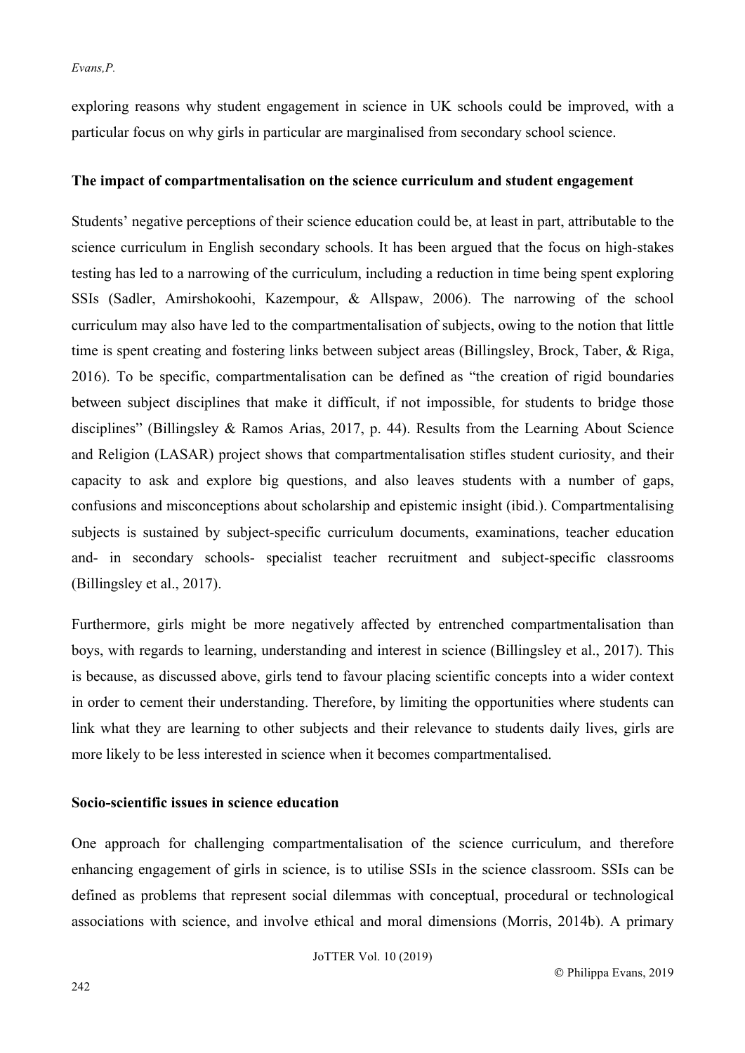exploring reasons why student engagement in science in UK schools could be improved, with a particular focus on why girls in particular are marginalised from secondary school science.

## The impact of compartmentalisation on the science curriculum and student engagement

Students' negative perceptions of their science education could be, at least in part, attributable to the science curriculum in English secondary schools. It has been argued that the focus on high-stakes testing has led to a narrowing of the curriculum, including a reduction in time being spent exploring SSIs (Sadler, Amirshokoohi, Kazempour, & Allspaw, 2006). The narrowing of the school curriculum may also have led to the compartmentalisation of subjects, owing to the notion that little time is spent creating and fostering links between subject areas (Billingsley, Brock, Taber, & Riga, 2016). To be specific, compartmentalisation can be defined as "the creation of rigid boundaries between subject disciplines that make it difficult, if not impossible, for students to bridge those disciplines" (Billingsley & Ramos Arias, 2017, p. 44). Results from the Learning About Science and Religion (LASAR) project shows that compartmentalisation stifles student curiosity, and their capacity to ask and explore big questions, and also leaves students with a number of gaps, confusions and misconceptions about scholarship and epistemic insight (ibid.). Compartmentalising subjects is sustained by subject-specific curriculum documents, examinations, teacher education and- in secondary schools- specialist teacher recruitment and subject-specific classrooms (Billingsley et al., 2017).

Furthermore, girls might be more negatively affected by entrenched compartmentalisation than boys, with regards to learning, understanding and interest in science (Billingsley et al., 2017). This is because, as discussed above, girls tend to favour placing scientific concepts into a wider context in order to cement their understanding. Therefore, by limiting the opportunities where students can link what they are learning to other subjects and their relevance to students daily lives, girls are more likely to be less interested in science when it becomes compartmentalised.

## Socio-scientific issues in science education

One approach for challenging compartmentalisation of the science curriculum, and therefore enhancing engagement of girls in science, is to utilise SSIs in the science classroom. SSIs can be defined as problems that represent social dilemmas with conceptual, procedural or technological associations with science, and involve ethical and moral dimensions (Morris, 2014b). A primary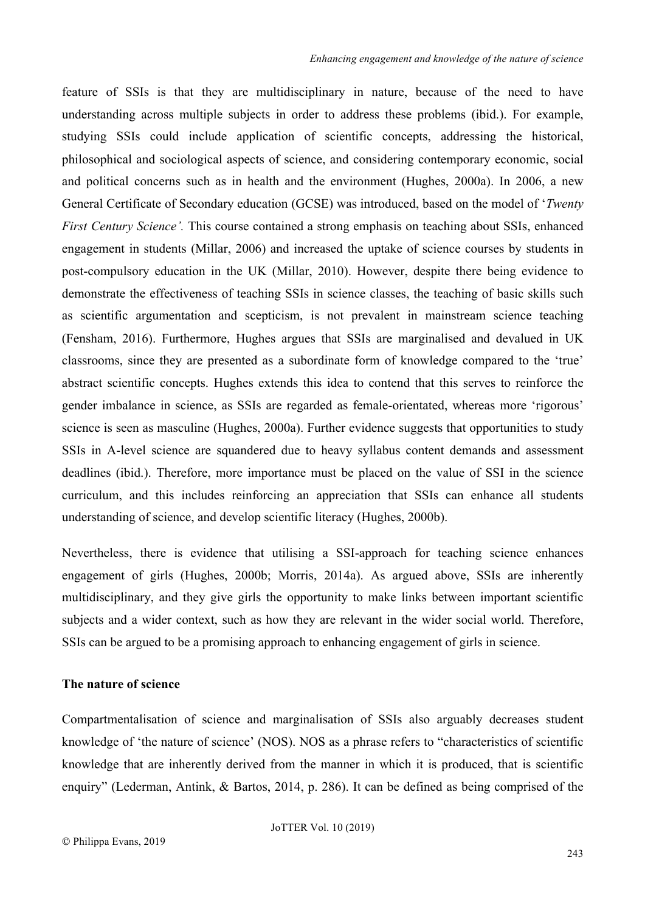feature of SSIs is that they are multidisciplinary in nature, because of the need to have understanding across multiple subjects in order to address these problems (ibid.). For example, studying SSIs could include application of scientific concepts, addressing the historical, philosophical and sociological aspects of science, and considering contemporary economic, social and political concerns such as in health and the environment (Hughes, 2000a). In 2006, a new General Certificate of Secondary education (GCSE) was introduced, based on the model of '*Twenty First Century Science'.* This course contained a strong emphasis on teaching about SSIs, enhanced engagement in students (Millar, 2006) and increased the uptake of science courses by students in post-compulsory education in the UK (Millar, 2010). However, despite there being evidence to demonstrate the effectiveness of teaching SSIs in science classes, the teaching of basic skills such as scientific argumentation and scepticism, is not prevalent in mainstream science teaching (Fensham, 2016). Furthermore, Hughes argues that SSIs are marginalised and devalued in UK classrooms, since they are presented as a subordinate form of knowledge compared to the 'true' abstract scientific concepts. Hughes extends this idea to contend that this serves to reinforce the gender imbalance in science, as SSIs are regarded as female-orientated, whereas more 'rigorous' science is seen as masculine (Hughes, 2000a). Further evidence suggests that opportunities to study SSIs in A-level science are squandered due to heavy syllabus content demands and assessment deadlines (ibid.). Therefore, more importance must be placed on the value of SSI in the science curriculum, and this includes reinforcing an appreciation that SSIs can enhance all students understanding of science, and develop scientific literacy (Hughes, 2000b).

Nevertheless, there is evidence that utilising a SSI-approach for teaching science enhances engagement of girls (Hughes, 2000b; Morris, 2014a). As argued above, SSIs are inherently multidisciplinary, and they give girls the opportunity to make links between important scientific subjects and a wider context, such as how they are relevant in the wider social world. Therefore, SSIs can be argued to be a promising approach to enhancing engagement of girls in science.

**The nature of science**

Compartmentalisation of science and marginalisation of SSIs also arguably decreases student knowledge of 'the nature of science' (NOS). NOS as a phrase refers to "characteristics of scientific knowledge that are inherently derived from the manner in which it is produced, that is scientific enquiry" (Lederman, Antink, & Bartos, 2014, p. 286). It can be defined as being comprised of the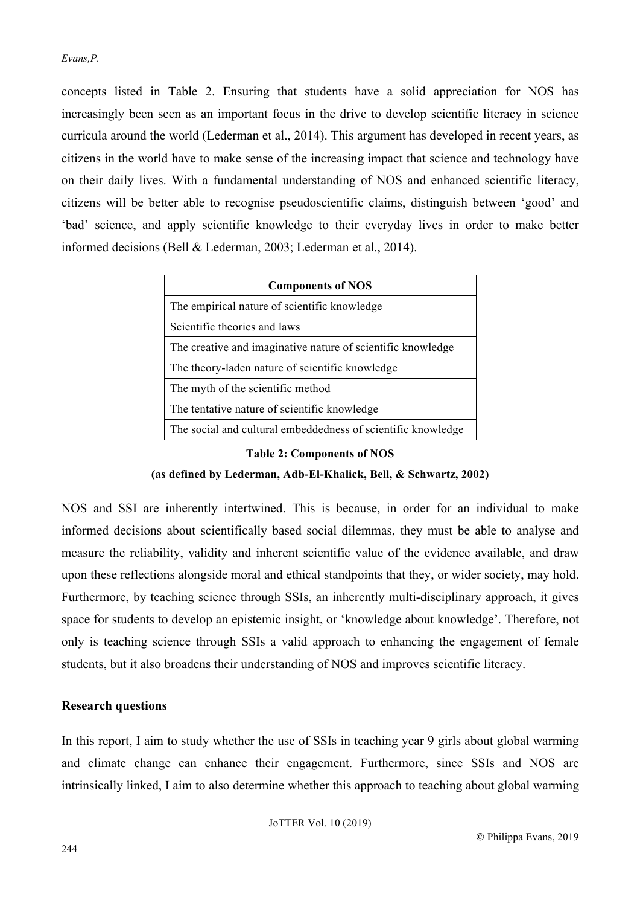concepts listed in Table 2. Ensuring that students have a solid appreciation for NOS has increasingly been seen as an important focus in the drive to develop scientific literacy in science curricula around the world (Lederman et al., 2014). This argument has developed in recent years, as citizens in the world have to make sense of the increasing impact that science and technology have on their daily lives. With a fundamental understanding of NOS and enhanced scientific literacy, citizens will be better able to recognise pseudoscientific claims, distinguish between 'good' and 'bad' science, and apply scientific knowledge to their everyday lives in order to make better informed decisions (Bell & Lederman, 2003; Lederman et al., 2014).

| **Components of NOS** |
|---|
| The empirical nature of scientific knowledge |
| Scientific theories and laws |
| The creative and imaginative nature of scientific knowledge |
| The theory-laden nature of scientific knowledge |
| The myth of the scientific method |
| The tentative nature of scientific knowledge |
| The social and cultural embeddedness of scientific knowledge |

**Table 2: Components of NOS**

**(as defined by Lederman, Adb-El-Khalick, Bell, & Schwartz, 2002)**

NOS and SSI are inherently intertwined. This is because, in order for an individual to make informed decisions about scientifically based social dilemmas, they must be able to analyse and measure the reliability, validity and inherent scientific value of the evidence available, and draw upon these reflections alongside moral and ethical standpoints that they, or wider society, may hold. Furthermore, by teaching science through SSIs, an inherently multi-disciplinary approach, it gives space for students to develop an epistemic insight, or 'knowledge about knowledge'. Therefore, not only is teaching science through SSIs a valid approach to enhancing the engagement of female students, but it also broadens their understanding of NOS and improves scientific literacy.

## Research questions

In this report, I aim to study whether the use of SSIs in teaching year 9 girls about global warming and climate change can enhance their engagement. Furthermore, since SSIs and NOS are intrinsically linked, I aim to also determine whether this approach to teaching about global warming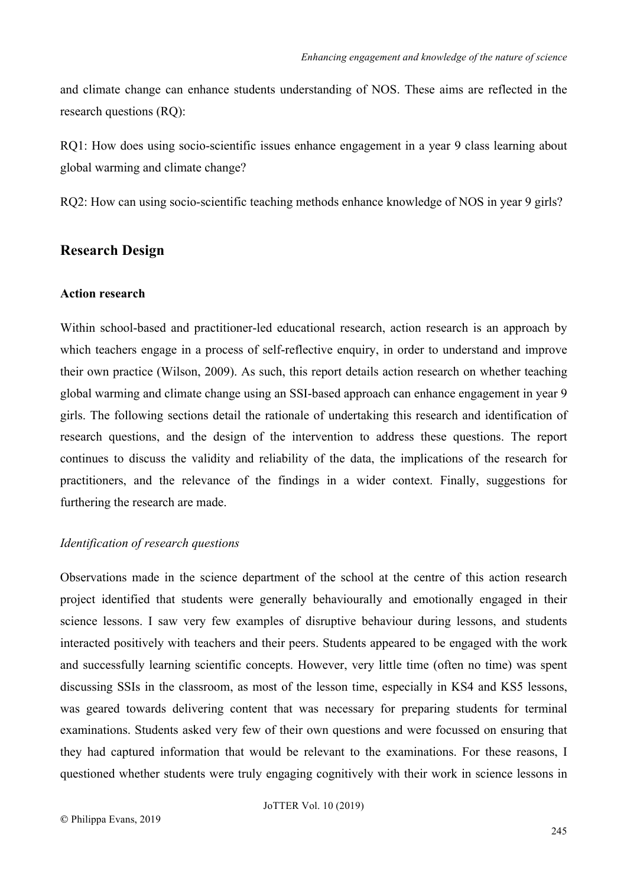and climate change can enhance students understanding of NOS. These aims are reflected in the research questions (RQ):

RQ1: How does using socio-scientific issues enhance engagement in a year 9 class learning about global warming and climate change?

RQ2: How can using socio-scientific teaching methods enhance knowledge of NOS in year 9 girls?

## Research Design

### Action research

Within school-based and practitioner-led educational research, action research is an approach by which teachers engage in a process of self-reflective enquiry, in order to understand and improve their own practice (Wilson, 2009). As such, this report details action research on whether teaching global warming and climate change using an SSI-based approach can enhance engagement in year 9 girls. The following sections detail the rationale of undertaking this research and identification of research questions, and the design of the intervention to address these questions. The report continues to discuss the validity and reliability of the data, the implications of the research for practitioners, and the relevance of the findings in a wider context. Finally, suggestions for furthering the research are made.

*Identification of research questions*

Observations made in the science department of the school at the centre of this action research project identified that students were generally behaviourally and emotionally engaged in their science lessons. I saw very few examples of disruptive behaviour during lessons, and students interacted positively with teachers and their peers. Students appeared to be engaged with the work and successfully learning scientific concepts. However, very little time (often no time) was spent discussing SSIs in the classroom, as most of the lesson time, especially in KS4 and KS5 lessons, was geared towards delivering content that was necessary for preparing students for terminal examinations. Students asked very few of their own questions and were focussed on ensuring that they had captured information that would be relevant to the examinations. For these reasons, I questioned whether students were truly engaging cognitively with their work in science lessons in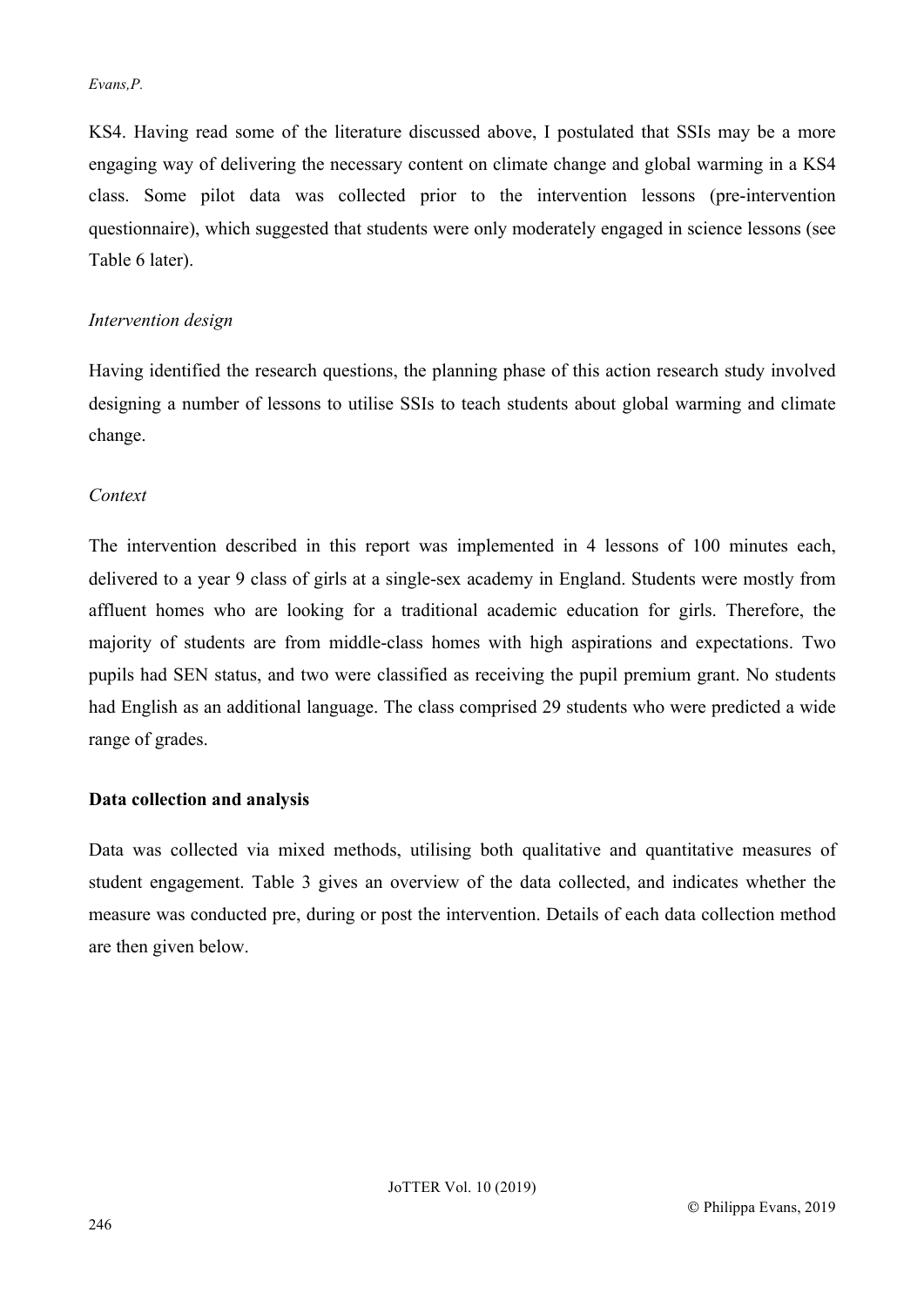KS4. Having read some of the literature discussed above, I postulated that SSIs may be a more engaging way of delivering the necessary content on climate change and global warming in a KS4 class. Some pilot data was collected prior to the intervention lessons (pre-intervention questionnaire), which suggested that students were only moderately engaged in science lessons (see Table 6 later).

*Intervention design*

Having identified the research questions, the planning phase of this action research study involved designing a number of lessons to utilise SSIs to teach students about global warming and climate change.

*Context*

The intervention described in this report was implemented in 4 lessons of 100 minutes each, delivered to a year 9 class of girls at a single-sex academy in England. Students were mostly from affluent homes who are looking for a traditional academic education for girls. Therefore, the majority of students are from middle-class homes with high aspirations and expectations. Two pupils had SEN status, and two were classified as receiving the pupil premium grant. No students had English as an additional language. The class comprised 29 students who were predicted a wide range of grades.

**Data collection and analysis**

Data was collected via mixed methods, utilising both qualitative and quantitative measures of student engagement. Table 3 gives an overview of the data collected, and indicates whether the measure was conducted pre, during or post the intervention. Details of each data collection method are then given below.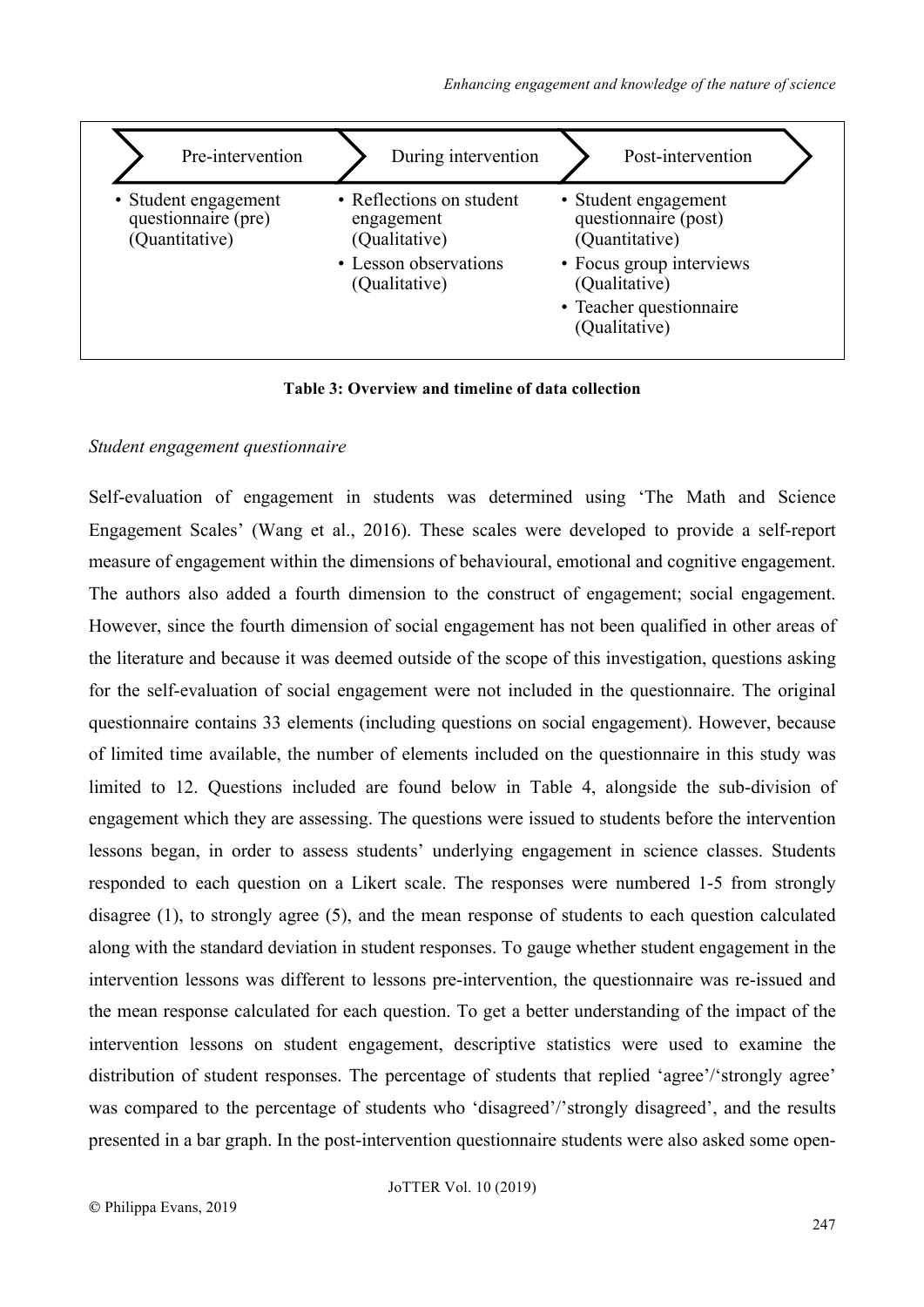| Pre-intervention | During intervention | Post-intervention |
| --- | --- | --- |
| • Student engagement questionnaire (pre) (Quantitative) | • Reflections on student engagement (Qualitative)<br>• Lesson observations (Qualitative) | • Student engagement questionnaire (post) (Quantitative)<br>• Focus group interviews (Qualitative)<br>• Teacher questionnaire (Qualitative) |

**Table 3: Overview and timeline of data collection**

*Student engagement questionnaire*

Self-evaluation of engagement in students was determined using 'The Math and Science Engagement Scales' (Wang et al., 2016). These scales were developed to provide a self-report measure of engagement within the dimensions of behavioural, emotional and cognitive engagement. The authors also added a fourth dimension to the construct of engagement; social engagement. However, since the fourth dimension of social engagement has not been qualified in other areas of the literature and because it was deemed outside of the scope of this investigation, questions asking for the self-evaluation of social engagement were not included in the questionnaire. The original questionnaire contains 33 elements (including questions on social engagement). However, because of limited time available, the number of elements included on the questionnaire in this study was limited to 12. Questions included are found below in Table 4, alongside the sub-division of engagement which they are assessing. The questions were issued to students before the intervention lessons began, in order to assess students' underlying engagement in science classes. Students responded to each question on a Likert scale. The responses were numbered 1-5 from strongly disagree (1), to strongly agree (5), and the mean response of students to each question calculated along with the standard deviation in student responses. To gauge whether student engagement in the intervention lessons was different to lessons pre-intervention, the questionnaire was re-issued and the mean response calculated for each question. To get a better understanding of the impact of the intervention lessons on student engagement, descriptive statistics were used to examine the distribution of student responses. The percentage of students that replied 'agree'/'strongly agree' was compared to the percentage of students who 'disagreed'/'strongly disagreed', and the results presented in a bar graph. In the post-intervention questionnaire students were also asked some open-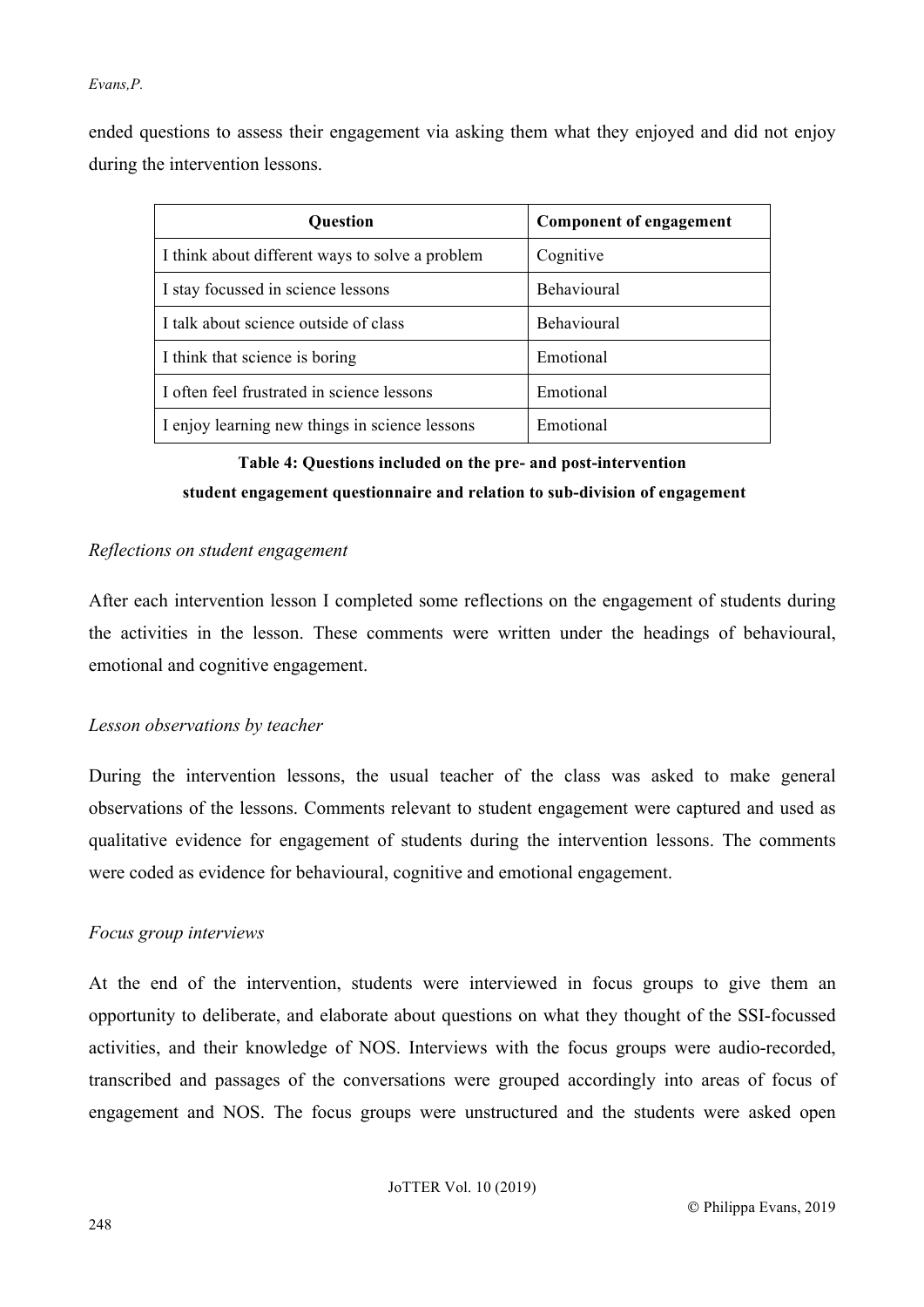ended questions to assess their engagement via asking them what they enjoyed and did not enjoy during the intervention lessons.

| Question | Component of engagement |
| --- | --- |
| I think about different ways to solve a problem | Cognitive |
| I stay focussed in science lessons | Behavioural |
| I talk about science outside of class | Behavioural |
| I think that science is boring | Emotional |
| I often feel frustrated in science lessons | Emotional |
| I enjoy learning new things in science lessons | Emotional |

**Table 4: Questions included on the pre- and post-intervention student engagement questionnaire and relation to sub-division of engagement**

*Reflections on student engagement*

After each intervention lesson I completed some reflections on the engagement of students during the activities in the lesson. These comments were written under the headings of behavioural, emotional and cognitive engagement.

*Lesson observations by teacher*

During the intervention lessons, the usual teacher of the class was asked to make general observations of the lessons. Comments relevant to student engagement were captured and used as qualitative evidence for engagement of students during the intervention lessons. The comments were coded as evidence for behavioural, cognitive and emotional engagement.

*Focus group interviews*

At the end of the intervention, students were interviewed in focus groups to give them an opportunity to deliberate, and elaborate about questions on what they thought of the SSI-focussed activities, and their knowledge of NOS. Interviews with the focus groups were audio-recorded, transcribed and passages of the conversations were grouped accordingly into areas of focus of engagement and NOS. The focus groups were unstructured and the students were asked open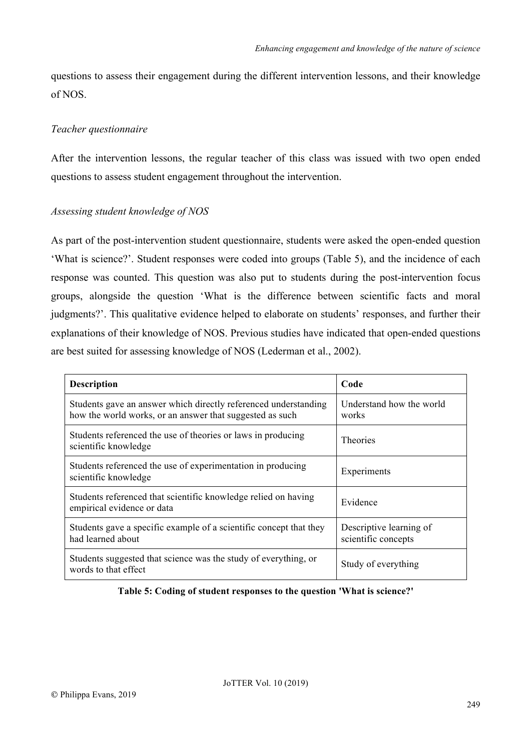questions to assess their engagement during the different intervention lessons, and their knowledge of NOS.

*Teacher questionnaire*

After the intervention lessons, the regular teacher of this class was issued with two open ended questions to assess student engagement throughout the intervention.

*Assessing student knowledge of NOS*

As part of the post-intervention student questionnaire, students were asked the open-ended question 'What is science?'. Student responses were coded into groups (Table 5), and the incidence of each response was counted. This question was also put to students during the post-intervention focus groups, alongside the question 'What is the difference between scientific facts and moral judgments?'. This qualitative evidence helped to elaborate on students' responses, and further their explanations of their knowledge of NOS. Previous studies have indicated that open-ended questions are best suited for assessing knowledge of NOS (Lederman et al., 2002).

| **Description** | **Code** |
| --- | --- |
| Students gave an answer which directly referenced understanding how the world works, or an answer that suggested as such | Understand how the world works |
| Students referenced the use of theories or laws in producing scientific knowledge | Theories |
| Students referenced the use of experimentation in producing scientific knowledge | Experiments |
| Students referenced that scientific knowledge relied on having empirical evidence or data | Evidence |
| Students gave a specific example of a scientific concept that they had learned about | Descriptive learning of scientific concepts |
| Students suggested that science was the study of everything, or words to that effect | Study of everything |

**Table 5: Coding of student responses to the question 'What is science?'**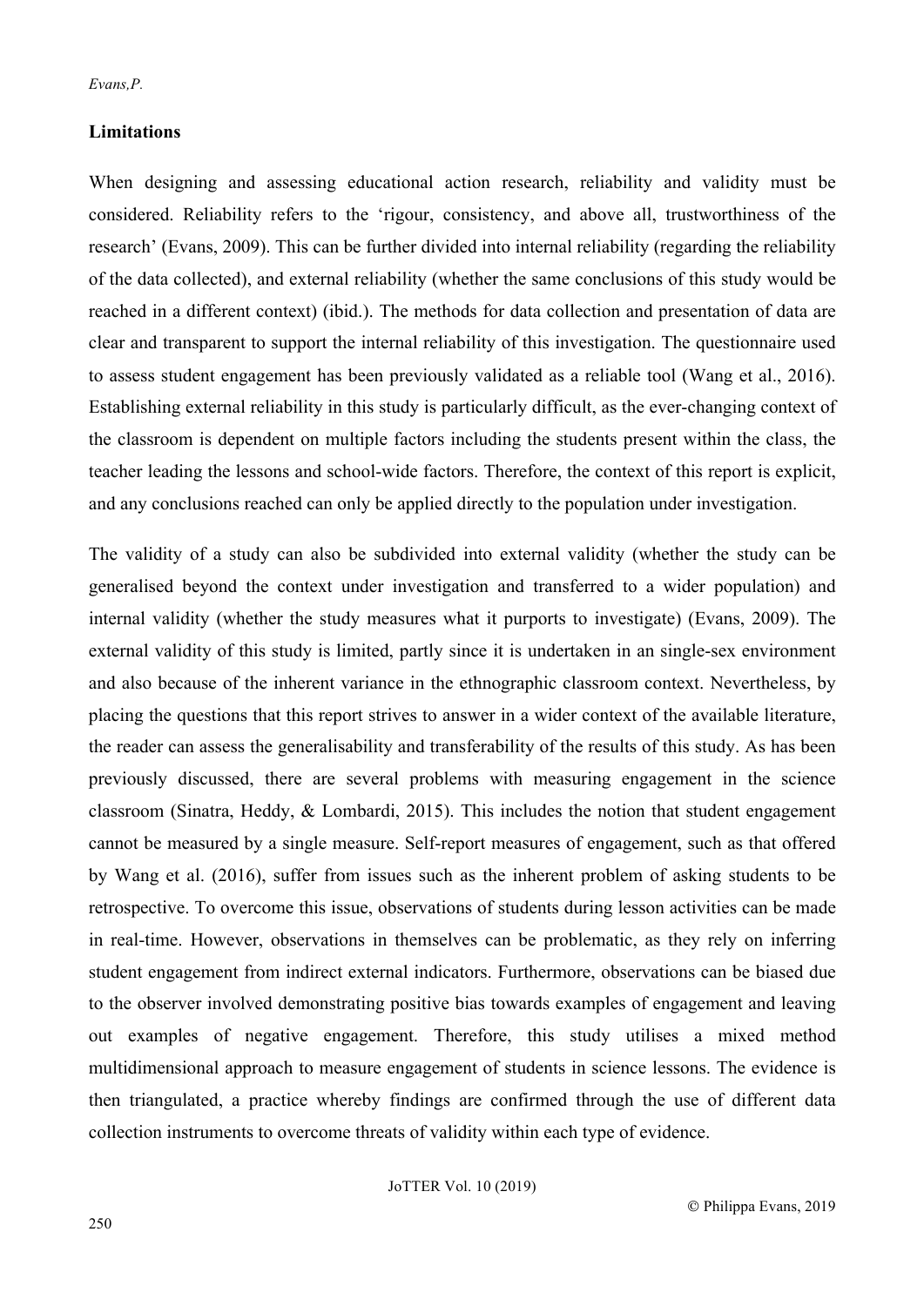## Limitations

When designing and assessing educational action research, reliability and validity must be considered. Reliability refers to the 'rigour, consistency, and above all, trustworthiness of the research' (Evans, 2009). This can be further divided into internal reliability (regarding the reliability of the data collected), and external reliability (whether the same conclusions of this study would be reached in a different context) (ibid.). The methods for data collection and presentation of data are clear and transparent to support the internal reliability of this investigation. The questionnaire used to assess student engagement has been previously validated as a reliable tool (Wang et al., 2016). Establishing external reliability in this study is particularly difficult, as the ever-changing context of the classroom is dependent on multiple factors including the students present within the class, the teacher leading the lessons and school-wide factors. Therefore, the context of this report is explicit, and any conclusions reached can only be applied directly to the population under investigation.

The validity of a study can also be subdivided into external validity (whether the study can be generalised beyond the context under investigation and transferred to a wider population) and internal validity (whether the study measures what it purports to investigate) (Evans, 2009). The external validity of this study is limited, partly since it is undertaken in an single-sex environment and also because of the inherent variance in the ethnographic classroom context. Nevertheless, by placing the questions that this report strives to answer in a wider context of the available literature, the reader can assess the generalisability and transferability of the results of this study. As has been previously discussed, there are several problems with measuring engagement in the science classroom (Sinatra, Heddy, & Lombardi, 2015). This includes the notion that student engagement cannot be measured by a single measure. Self-report measures of engagement, such as that offered by Wang et al. (2016), suffer from issues such as the inherent problem of asking students to be retrospective. To overcome this issue, observations of students during lesson activities can be made in real-time. However, observations in themselves can be problematic, as they rely on inferring student engagement from indirect external indicators. Furthermore, observations can be biased due to the observer involved demonstrating positive bias towards examples of engagement and leaving out examples of negative engagement. Therefore, this study utilises a mixed method multidimensional approach to measure engagement of students in science lessons. The evidence is then triangulated, a practice whereby findings are confirmed through the use of different data collection instruments to overcome threats of validity within each type of evidence.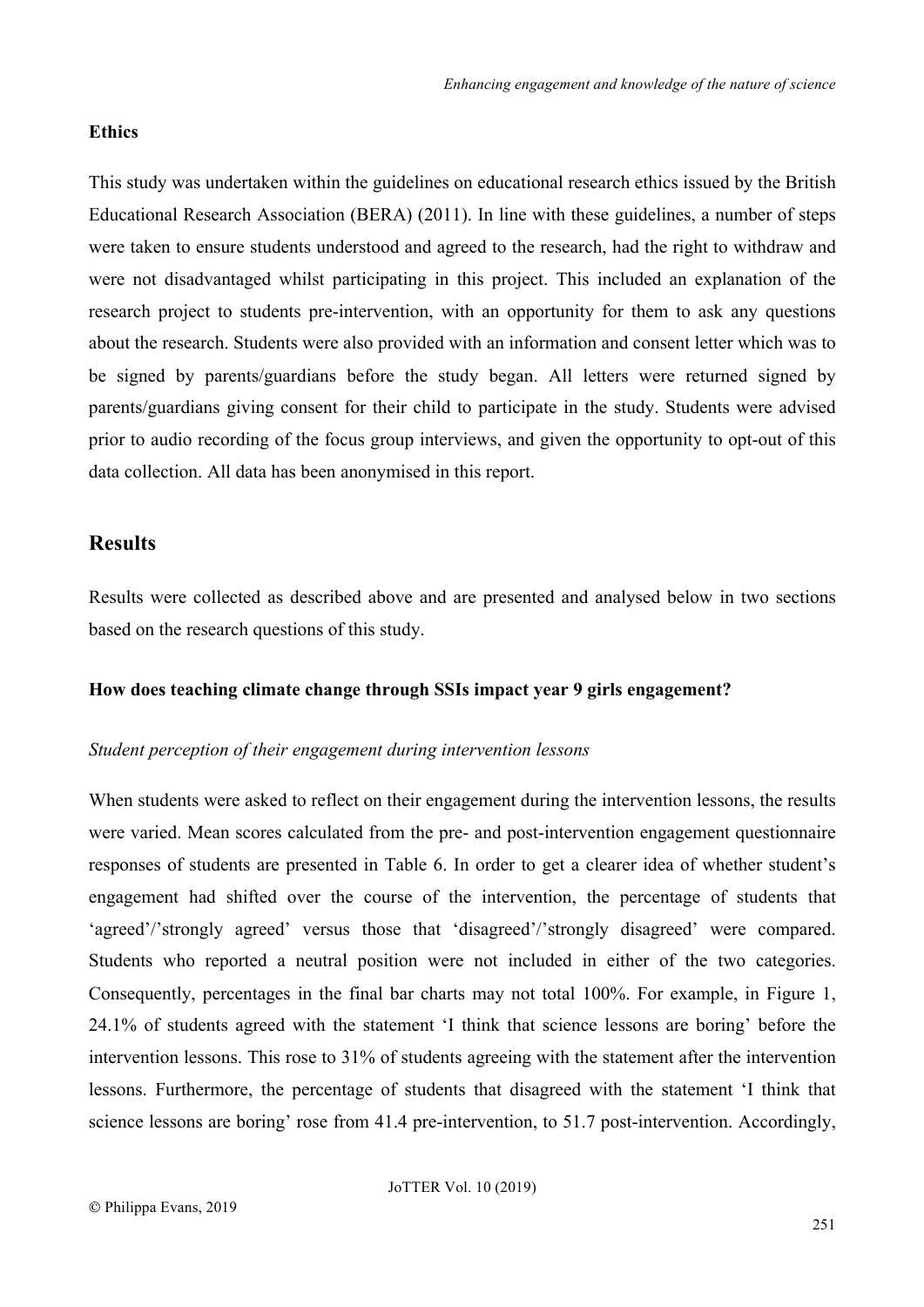### Ethics

This study was undertaken within the guidelines on educational research ethics issued by the British Educational Research Association (BERA) (2011). In line with these guidelines, a number of steps were taken to ensure students understood and agreed to the research, had the right to withdraw and were not disadvantaged whilst participating in this project. This included an explanation of the research project to students pre-intervention, with an opportunity for them to ask any questions about the research. Students were also provided with an information and consent letter which was to be signed by parents/guardians before the study began. All letters were returned signed by parents/guardians giving consent for their child to participate in the study. Students were advised prior to audio recording of the focus group interviews, and given the opportunity to opt-out of this data collection. All data has been anonymised in this report.

## Results

Results were collected as described above and are presented and analysed below in two sections based on the research questions of this study.

### How does teaching climate change through SSIs impact year 9 girls engagement?

*Student perception of their engagement during intervention lessons*

When students were asked to reflect on their engagement during the intervention lessons, the results were varied. Mean scores calculated from the pre- and post-intervention engagement questionnaire responses of students are presented in Table 6. In order to get a clearer idea of whether student's engagement had shifted over the course of the intervention, the percentage of students that 'agreed'/'strongly agreed' versus those that 'disagreed'/'strongly disagreed' were compared. Students who reported a neutral position were not included in either of the two categories. Consequently, percentages in the final bar charts may not total 100%. For example, in Figure 1, 24.1% of students agreed with the statement 'I think that science lessons are boring' before the intervention lessons. This rose to 31% of students agreeing with the statement after the intervention lessons. Furthermore, the percentage of students that disagreed with the statement 'I think that science lessons are boring' rose from 41.4 pre-intervention, to 51.7 post-intervention. Accordingly,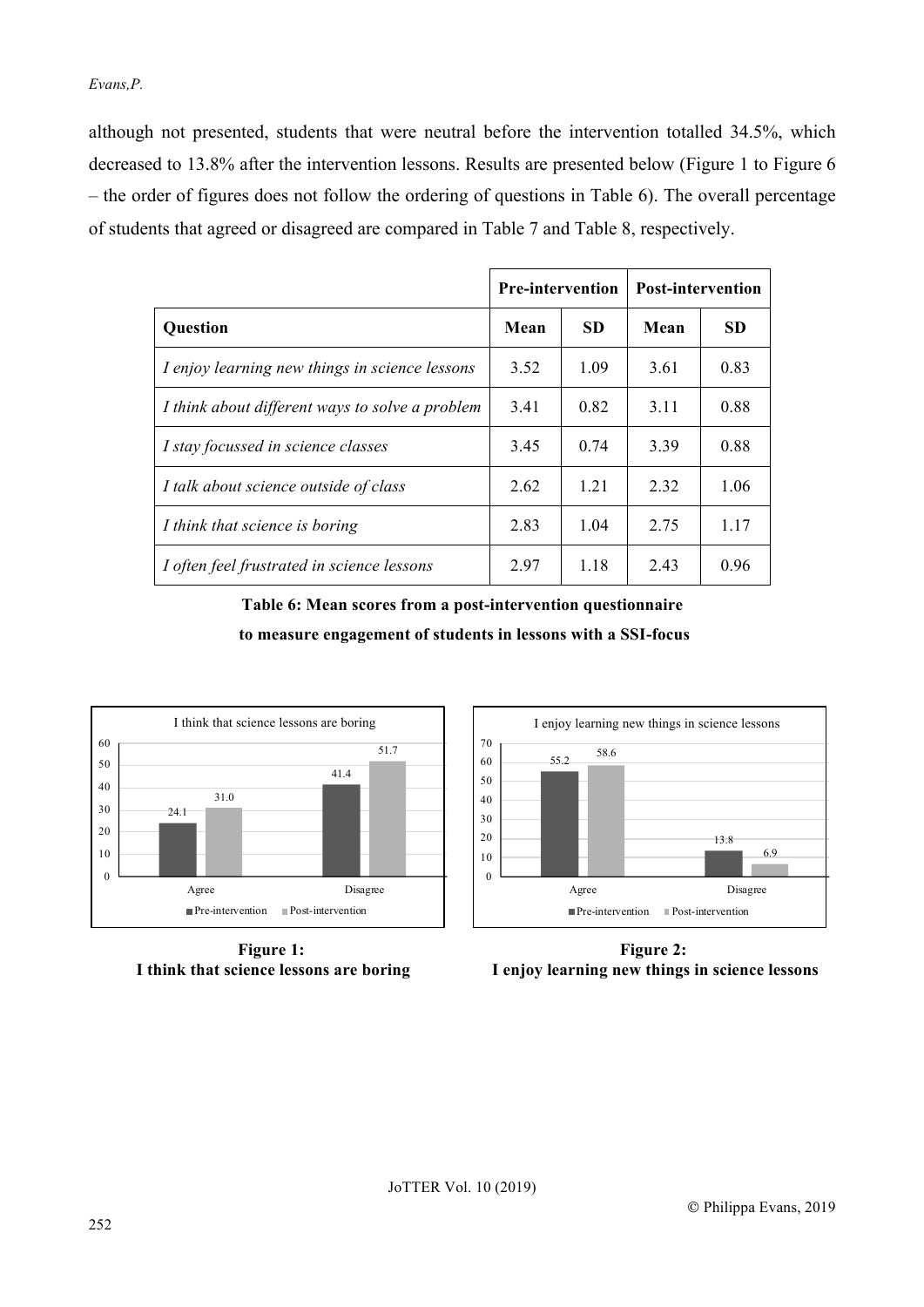although not presented, students that were neutral before the intervention totalled 34.5%, which decreased to 13.8% after the intervention lessons. Results are presented below (Figure 1 to Figure 6 – the order of figures does not follow the ordering of questions in Table 6). The overall percentage of students that agreed or disagreed are compared in Table 7 and Table 8, respectively.

| | Pre-intervention | | Post-intervention | |
|---|---|---|---|---|
| **Question** | **Mean** | **SD** | **Mean** | **SD** |
| *I enjoy learning new things in science lessons* | 3.52 | 1.09 | 3.61 | 0.83 |
| *I think about different ways to solve a problem* | 3.41 | 0.82 | 3.11 | 0.88 |
| *I stay focussed in science classes* | 3.45 | 0.74 | 3.39 | 0.88 |
| *I talk about science outside of class* | 2.62 | 1.21 | 2.32 | 1.06 |
| *I think that science is boring* | 2.83 | 1.04 | 2.75 | 1.17 |
| *I often feel frustrated in science lessons* | 2.97 | 1.18 | 2.43 | 0.96 |

**Table 6: Mean scores from a post-intervention questionnaire to measure engagement of students in lessons with a SSI-focus**

I think that science lessons are boring

| | Pre-intervention | Post-intervention |
|---|---|---|
| Agree | 24.1 | 31.0 |
| Disagree | 41.4 | 51.7 |

**Figure 1: I think that science lessons are boring**

I enjoy learning new things in science lessons

| | Pre-intervention | Post-intervention |
|---|---|---|
| Agree | 55.2 | 58.6 |
| Disagree | 13.8 | 6.9 |

**Figure 2: I enjoy learning new things in science lessons**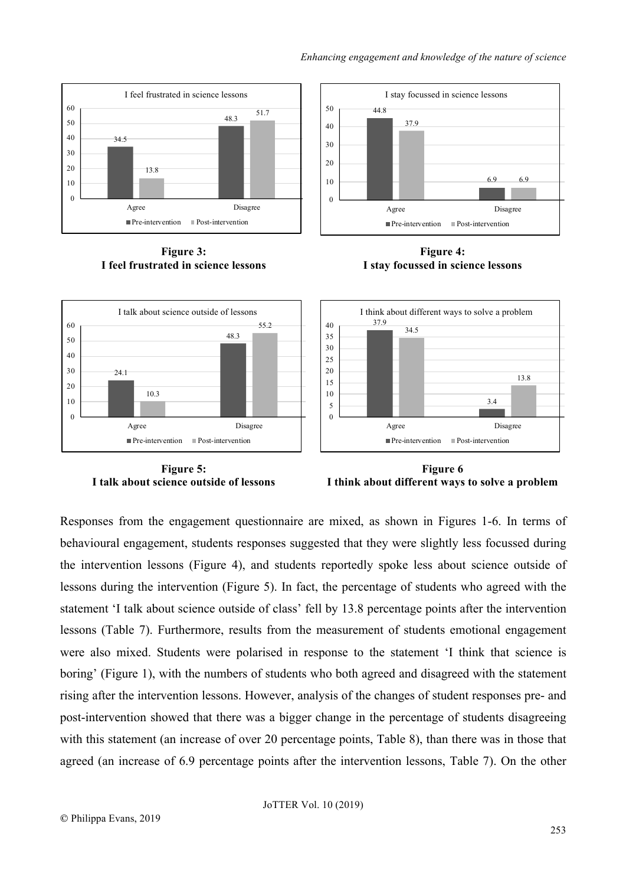**Figure 3:**
**I feel frustrated in science lessons**

**Figure 4:**
**I stay focussed in science lessons**

**Figure 5:**
**I talk about science outside of lessons**

**Figure 6**
**I think about different ways to solve a problem**

Responses from the engagement questionnaire are mixed, as shown in Figures 1-6. In terms of behavioural engagement, students responses suggested that they were slightly less focussed during the intervention lessons (Figure 4), and students reportedly spoke less about science outside of lessons during the intervention (Figure 5). In fact, the percentage of students who agreed with the statement 'I talk about science outside of class' fell by 13.8 percentage points after the intervention lessons (Table 7). Furthermore, results from the measurement of students emotional engagement were also mixed. Students were polarised in response to the statement 'I think that science is boring' (Figure 1), with the numbers of students who both agreed and disagreed with the statement rising after the intervention lessons. However, analysis of the changes of student responses pre- and post-intervention showed that there was a bigger change in the percentage of students disagreeing with this statement (an increase of over 20 percentage points, Table 8), than there was in those that agreed (an increase of 6.9 percentage points after the intervention lessons, Table 7). On the other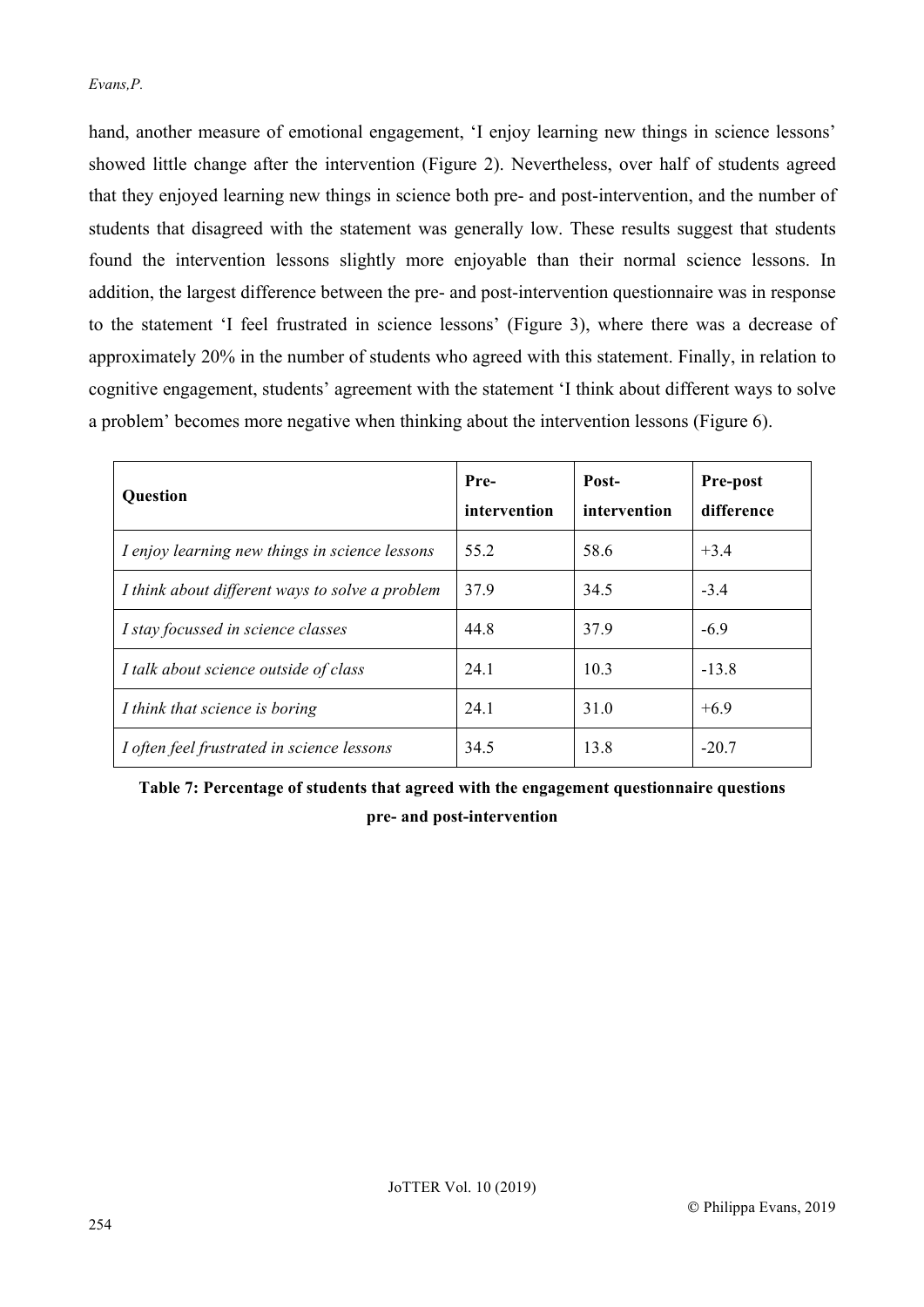hand, another measure of emotional engagement, 'I enjoy learning new things in science lessons' showed little change after the intervention (Figure 2). Nevertheless, over half of students agreed that they enjoyed learning new things in science both pre- and post-intervention, and the number of students that disagreed with the statement was generally low. These results suggest that students found the intervention lessons slightly more enjoyable than their normal science lessons. In addition, the largest difference between the pre- and post-intervention questionnaire was in response to the statement 'I feel frustrated in science lessons' (Figure 3), where there was a decrease of approximately 20% in the number of students who agreed with this statement. Finally, in relation to cognitive engagement, students' agreement with the statement 'I think about different ways to solve a problem' becomes more negative when thinking about the intervention lessons (Figure 6).

| **Question** | **Pre-intervention** | **Post-intervention** | **Pre-post difference** |
|---|---|---|---|
| *I enjoy learning new things in science lessons* | 55.2 | 58.6 | +3.4 |
| *I think about different ways to solve a problem* | 37.9 | 34.5 | -3.4 |
| *I stay focussed in science classes* | 44.8 | 37.9 | -6.9 |
| *I talk about science outside of class* | 24.1 | 10.3 | -13.8 |
| *I think that science is boring* | 24.1 | 31.0 | +6.9 |
| *I often feel frustrated in science lessons* | 34.5 | 13.8 | -20.7 |

**Table 7: Percentage of students that agreed with the engagement questionnaire questions pre- and post-intervention**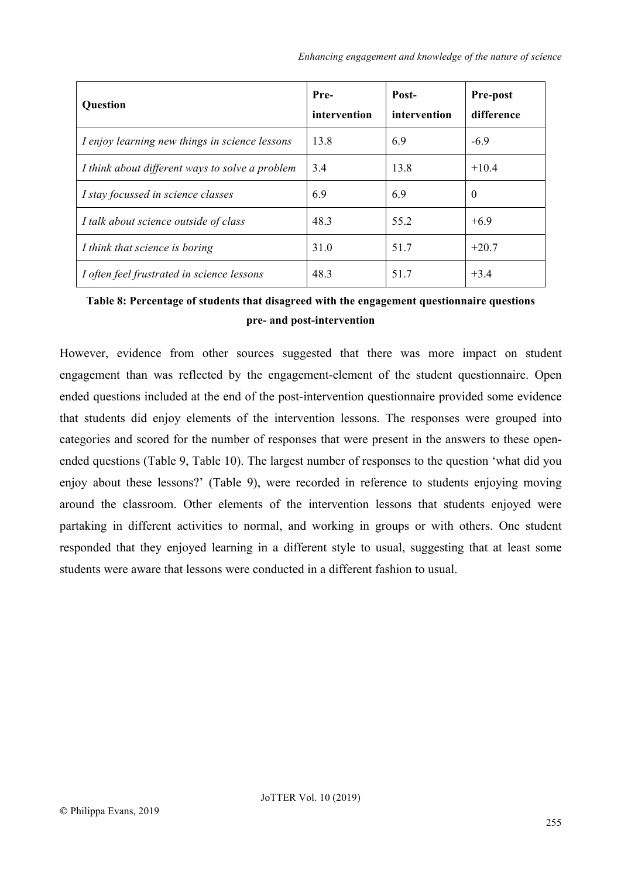| Question | Pre-intervention | Post-intervention | Pre-post difference |
| --- | --- | --- | --- |
| *I enjoy learning new things in science lessons* | 13.8 | 6.9 | -6.9 |
| *I think about different ways to solve a problem* | 3.4 | 13.8 | +10.4 |
| *I stay focussed in science classes* | 6.9 | 6.9 | 0 |
| *I talk about science outside of class* | 48.3 | 55.2 | +6.9 |
| *I think that science is boring* | 31.0 | 51.7 | +20.7 |
| *I often feel frustrated in science lessons* | 48.3 | 51.7 | +3.4 |

**Table 8: Percentage of students that disagreed with the engagement questionnaire questions pre- and post-intervention**

However, evidence from other sources suggested that there was more impact on student engagement than was reflected by the engagement-element of the student questionnaire. Open ended questions included at the end of the post-intervention questionnaire provided some evidence that students did enjoy elements of the intervention lessons. The responses were grouped into categories and scored for the number of responses that were present in the answers to these open-ended questions (Table 9, Table 10). The largest number of responses to the question 'what did you enjoy about these lessons?' (Table 9), were recorded in reference to students enjoying moving around the classroom. Other elements of the intervention lessons that students enjoyed were partaking in different activities to normal, and working in groups or with others. One student responded that they enjoyed learning in a different style to usual, suggesting that at least some students were aware that lessons were conducted in a different fashion to usual.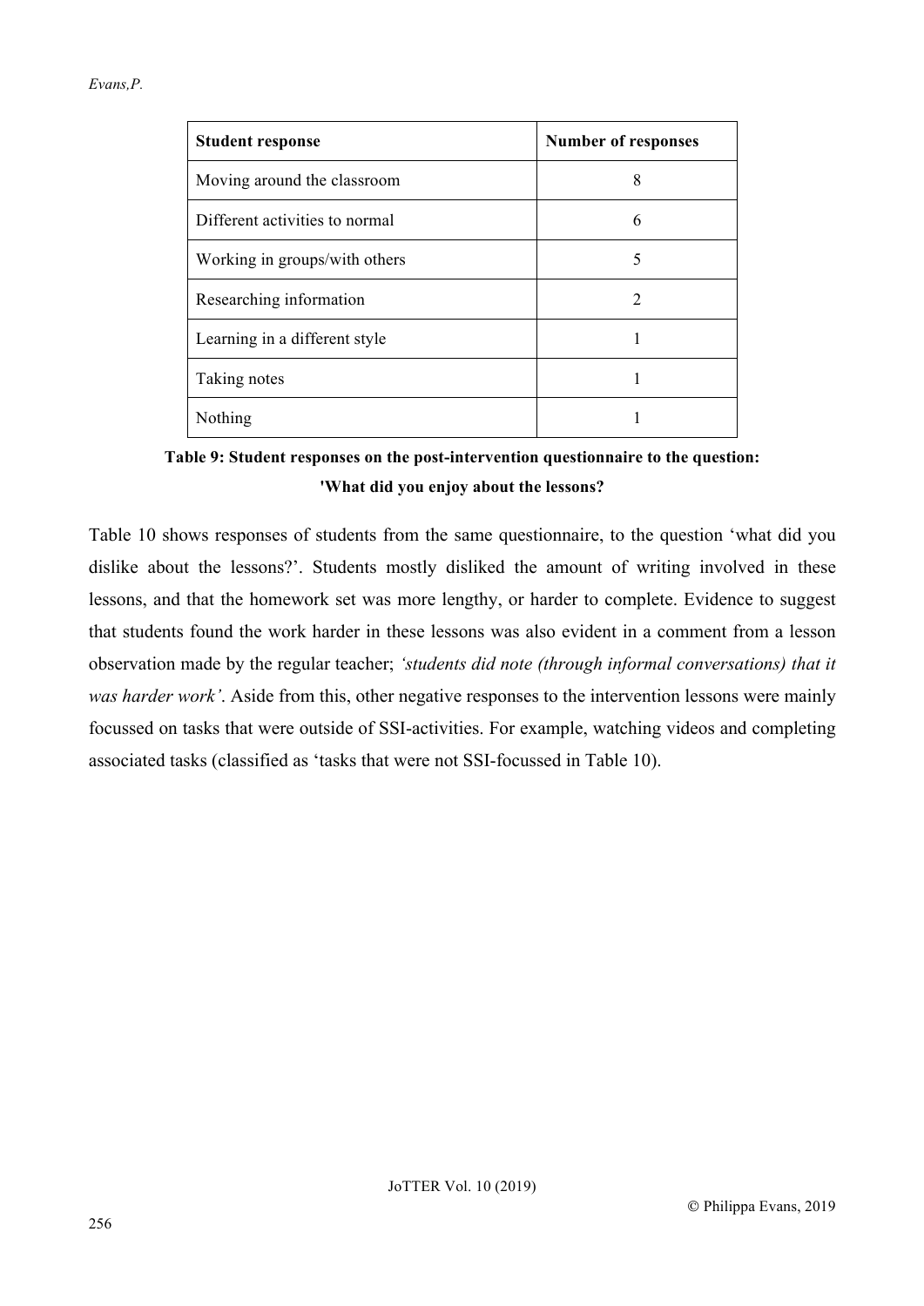| Student response | Number of responses |
| --- | --- |
| Moving around the classroom | 8 |
| Different activities to normal | 6 |
| Working in groups/with others | 5 |
| Researching information | 2 |
| Learning in a different style | 1 |
| Taking notes | 1 |
| Nothing | 1 |

**Table 9: Student responses on the post-intervention questionnaire to the question: 'What did you enjoy about the lessons?**

Table 10 shows responses of students from the same questionnaire, to the question 'what did you dislike about the lessons?'. Students mostly disliked the amount of writing involved in these lessons, and that the homework set was more lengthy, or harder to complete. Evidence to suggest that students found the work harder in these lessons was also evident in a comment from a lesson observation made by the regular teacher; *'students did note (through informal conversations) that it was harder work'*. Aside from this, other negative responses to the intervention lessons were mainly focussed on tasks that were outside of SSI-activities. For example, watching videos and completing associated tasks (classified as 'tasks that were not SSI-focussed in Table 10).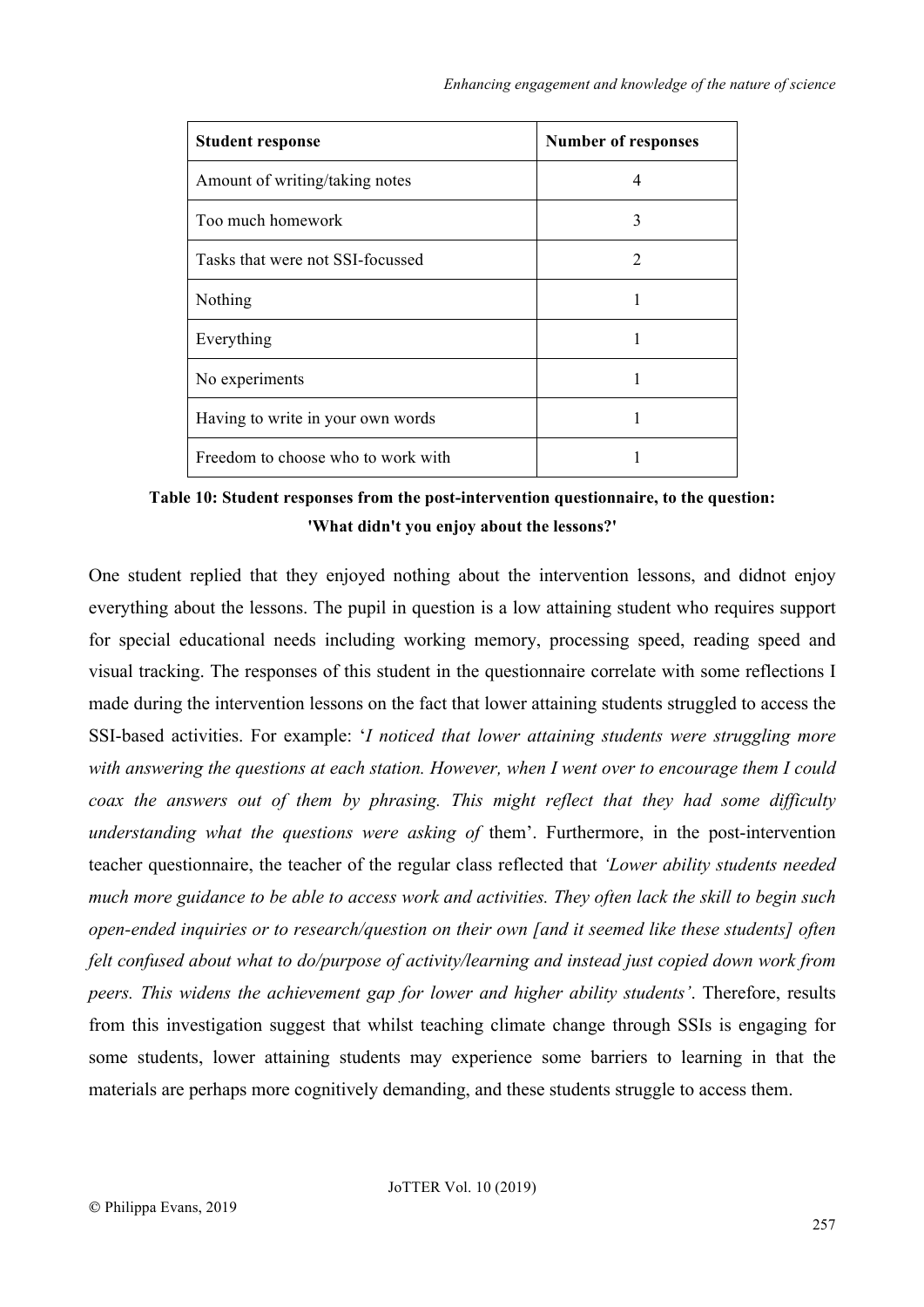| Student response | Number of responses |
| --- | --- |
| Amount of writing/taking notes | 4 |
| Too much homework | 3 |
| Tasks that were not SSI-focussed | 2 |
| Nothing | 1 |
| Everything | 1 |
| No experiments | 1 |
| Having to write in your own words | 1 |
| Freedom to choose who to work with | 1 |

**Table 10: Student responses from the post-intervention questionnaire, to the question: 'What didn't you enjoy about the lessons?'**

One student replied that they enjoyed nothing about the intervention lessons, and didnot enjoy everything about the lessons. The pupil in question is a low attaining student who requires support for special educational needs including working memory, processing speed, reading speed and visual tracking. The responses of this student in the questionnaire correlate with some reflections I made during the intervention lessons on the fact that lower attaining students struggled to access the SSI-based activities. For example: '*I noticed that lower attaining students were struggling more with answering the questions at each station. However, when I went over to encourage them I could coax the answers out of them by phrasing. This might reflect that they had some difficulty understanding what the questions were asking of* them'. Furthermore, in the post-intervention teacher questionnaire, the teacher of the regular class reflected that *'Lower ability students needed much more guidance to be able to access work and activities. They often lack the skill to begin such open-ended inquiries or to research/question on their own [and it seemed like these students] often felt confused about what to do/purpose of activity/learning and instead just copied down work from peers. This widens the achievement gap for lower and higher ability students'*. Therefore, results from this investigation suggest that whilst teaching climate change through SSIs is engaging for some students, lower attaining students may experience some barriers to learning in that the materials are perhaps more cognitively demanding, and these students struggle to access them.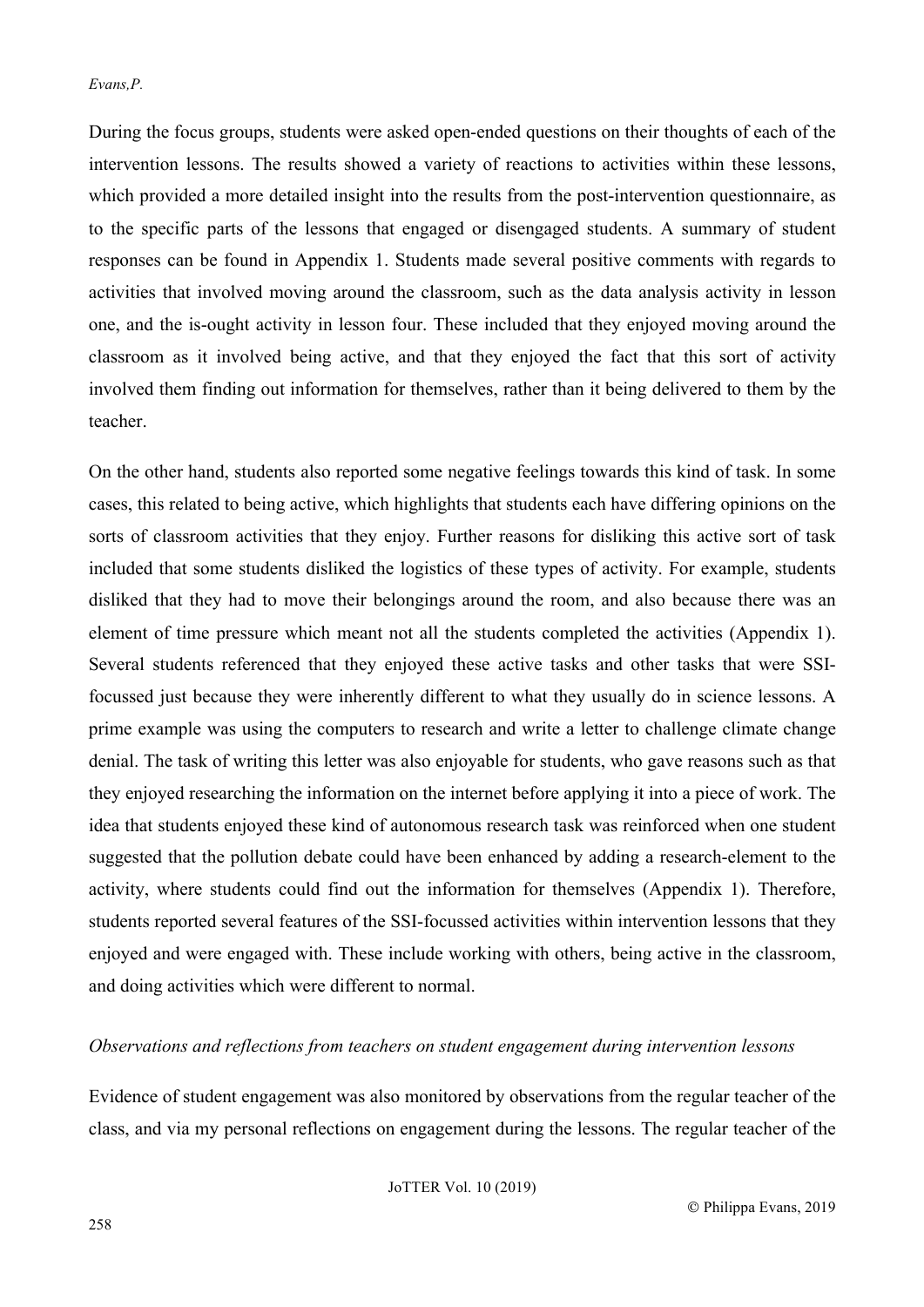During the focus groups, students were asked open-ended questions on their thoughts of each of the intervention lessons. The results showed a variety of reactions to activities within these lessons, which provided a more detailed insight into the results from the post-intervention questionnaire, as to the specific parts of the lessons that engaged or disengaged students. A summary of student responses can be found in Appendix 1. Students made several positive comments with regards to activities that involved moving around the classroom, such as the data analysis activity in lesson one, and the is-ought activity in lesson four. These included that they enjoyed moving around the classroom as it involved being active, and that they enjoyed the fact that this sort of activity involved them finding out information for themselves, rather than it being delivered to them by the teacher.

On the other hand, students also reported some negative feelings towards this kind of task. In some cases, this related to being active, which highlights that students each have differing opinions on the sorts of classroom activities that they enjoy. Further reasons for disliking this active sort of task included that some students disliked the logistics of these types of activity. For example, students disliked that they had to move their belongings around the room, and also because there was an element of time pressure which meant not all the students completed the activities (Appendix 1). Several students referenced that they enjoyed these active tasks and other tasks that were SSI-focussed just because they were inherently different to what they usually do in science lessons. A prime example was using the computers to research and write a letter to challenge climate change denial. The task of writing this letter was also enjoyable for students, who gave reasons such as that they enjoyed researching the information on the internet before applying it into a piece of work. The idea that students enjoyed these kind of autonomous research task was reinforced when one student suggested that the pollution debate could have been enhanced by adding a research-element to the activity, where students could find out the information for themselves (Appendix 1). Therefore, students reported several features of the SSI-focussed activities within intervention lessons that they enjoyed and were engaged with. These include working with others, being active in the classroom, and doing activities which were different to normal.

*Observations and reflections from teachers on student engagement during intervention lessons*

Evidence of student engagement was also monitored by observations from the regular teacher of the class, and via my personal reflections on engagement during the lessons. The regular teacher of the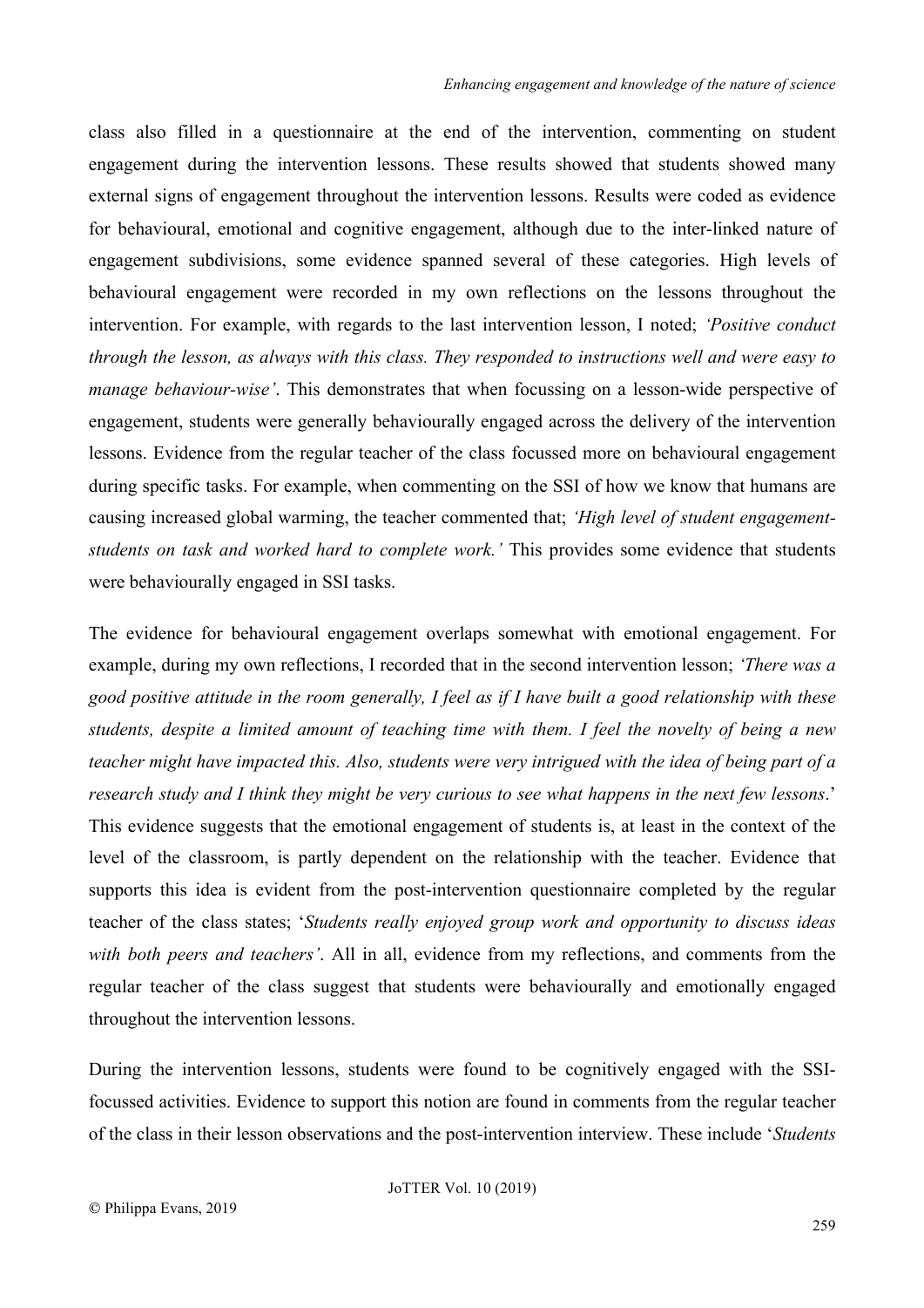class also filled in a questionnaire at the end of the intervention, commenting on student engagement during the intervention lessons. These results showed that students showed many external signs of engagement throughout the intervention lessons. Results were coded as evidence for behavioural, emotional and cognitive engagement, although due to the inter-linked nature of engagement subdivisions, some evidence spanned several of these categories. High levels of behavioural engagement were recorded in my own reflections on the lessons throughout the intervention. For example, with regards to the last intervention lesson, I noted; *'Positive conduct through the lesson, as always with this class. They responded to instructions well and were easy to manage behaviour-wise'*. This demonstrates that when focussing on a lesson-wide perspective of engagement, students were generally behaviourally engaged across the delivery of the intervention lessons. Evidence from the regular teacher of the class focussed more on behavioural engagement during specific tasks. For example, when commenting on the SSI of how we know that humans are causing increased global warming, the teacher commented that; *'High level of student engagement- students on task and worked hard to complete work.'* This provides some evidence that students were behaviourally engaged in SSI tasks.

The evidence for behavioural engagement overlaps somewhat with emotional engagement. For example, during my own reflections, I recorded that in the second intervention lesson; *'There was a good positive attitude in the room generally, I feel as if I have built a good relationship with these students, despite a limited amount of teaching time with them. I feel the novelty of being a new teacher might have impacted this. Also, students were very intrigued with the idea of being part of a research study and I think they might be very curious to see what happens in the next few lessons*.' This evidence suggests that the emotional engagement of students is, at least in the context of the level of the classroom, is partly dependent on the relationship with the teacher. Evidence that supports this idea is evident from the post-intervention questionnaire completed by the regular teacher of the class states; '*Students really enjoyed group work and opportunity to discuss ideas with both peers and teachers'*. All in all, evidence from my reflections, and comments from the regular teacher of the class suggest that students were behaviourally and emotionally engaged throughout the intervention lessons.

During the intervention lessons, students were found to be cognitively engaged with the SSI-focussed activities. Evidence to support this notion are found in comments from the regular teacher of the class in their lesson observations and the post-intervention interview. These include '*Students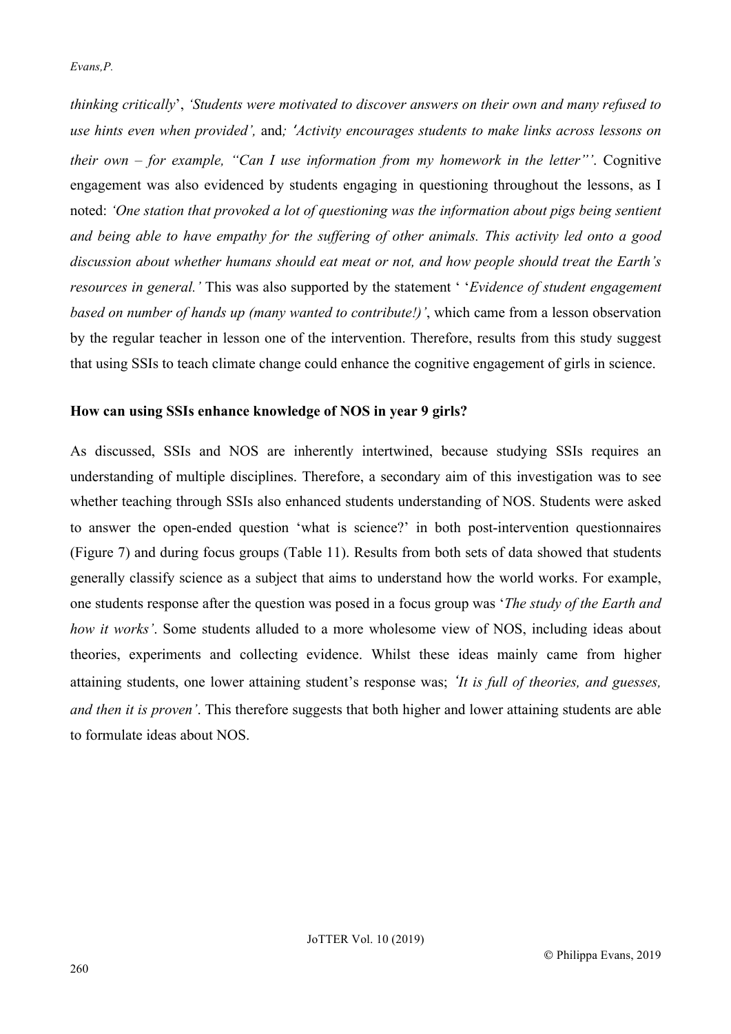*thinking critically*', *'Students were motivated to discover answers on their own and many refused to use hints even when provided',* and*; 'Activity encourages students to make links across lessons on their own – for example, "Can I use information from my homework in the letter"'*. Cognitive engagement was also evidenced by students engaging in questioning throughout the lessons, as I noted: *'One station that provoked a lot of questioning was the information about pigs being sentient and being able to have empathy for the suffering of other animals. This activity led onto a good discussion about whether humans should eat meat or not, and how people should treat the Earth's resources in general.'* This was also supported by the statement ' '*Evidence of student engagement based on number of hands up (many wanted to contribute!)'*, which came from a lesson observation by the regular teacher in lesson one of the intervention. Therefore, results from this study suggest that using SSIs to teach climate change could enhance the cognitive engagement of girls in science.

**How can using SSIs enhance knowledge of NOS in year 9 girls?**

As discussed, SSIs and NOS are inherently intertwined, because studying SSIs requires an understanding of multiple disciplines. Therefore, a secondary aim of this investigation was to see whether teaching through SSIs also enhanced students understanding of NOS. Students were asked to answer the open-ended question 'what is science?' in both post-intervention questionnaires (Figure 7) and during focus groups (Table 11). Results from both sets of data showed that students generally classify science as a subject that aims to understand how the world works. For example, one students response after the question was posed in a focus group was '*The study of the Earth and how it works'*. Some students alluded to a more wholesome view of NOS, including ideas about theories, experiments and collecting evidence. Whilst these ideas mainly came from higher attaining students, one lower attaining student's response was; *'It is full of theories, and guesses, and then it is proven'*. This therefore suggests that both higher and lower attaining students are able to formulate ideas about NOS.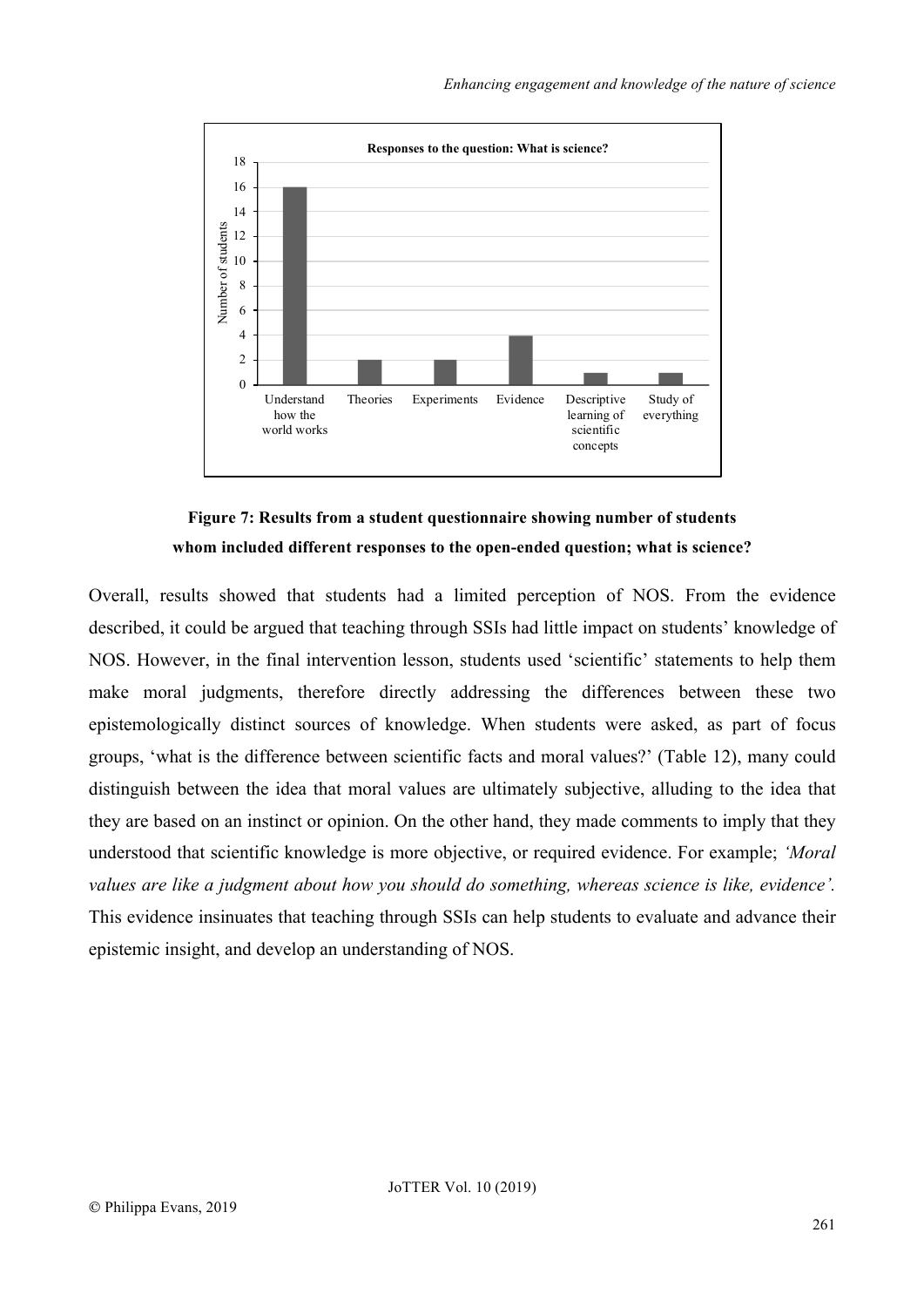**Figure 7: Results from a student questionnaire showing number of students whom included different responses to the open-ended question; what is science?**

Overall, results showed that students had a limited perception of NOS. From the evidence described, it could be argued that teaching through SSIs had little impact on students' knowledge of NOS. However, in the final intervention lesson, students used 'scientific' statements to help them make moral judgments, therefore directly addressing the differences between these two epistemologically distinct sources of knowledge. When students were asked, as part of focus groups, 'what is the difference between scientific facts and moral values?' (Table 12), many could distinguish between the idea that moral values are ultimately subjective, alluding to the idea that they are based on an instinct or opinion. On the other hand, they made comments to imply that they understood that scientific knowledge is more objective, or required evidence. For example; *'Moral values are like a judgment about how you should do something, whereas science is like, evidence'.* This evidence insinuates that teaching through SSIs can help students to evaluate and advance their epistemic insight, and develop an understanding of NOS.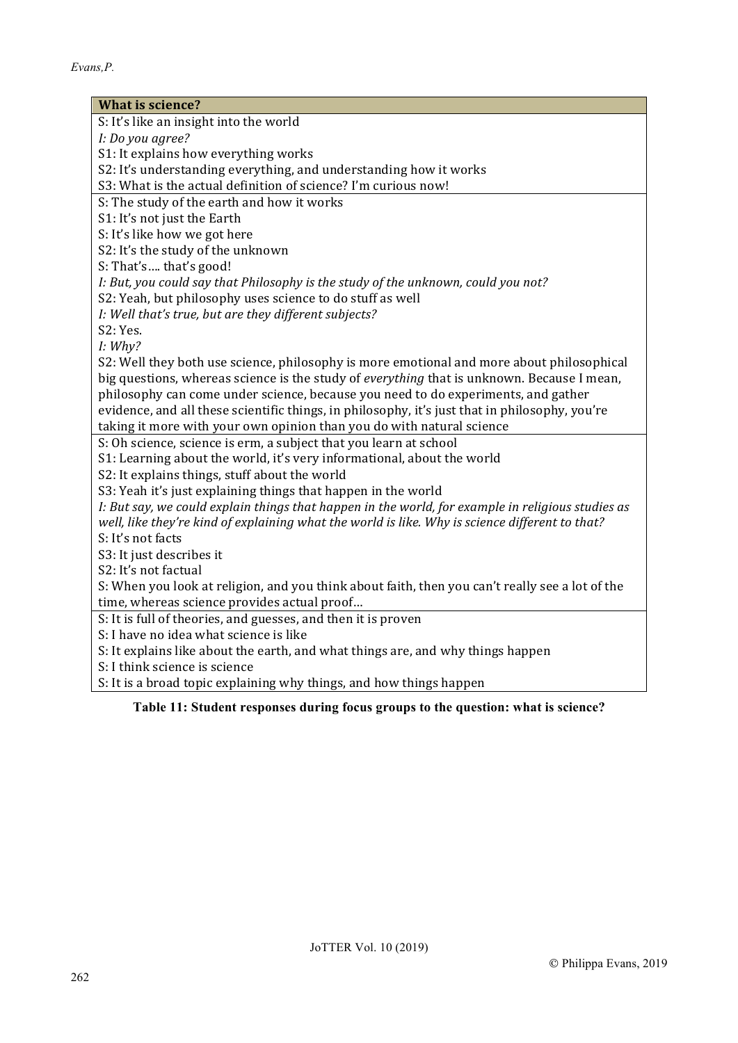| What is science? |
|---|
| S: It's like an insight into the world<br>*I: Do you agree?*<br>S1: It explains how everything works<br>S2: It's understanding everything, and understanding how it works<br>S3: What is the actual definition of science? I'm curious now! |
| S: The study of the earth and how it works<br>S1: It's not just the Earth<br>S: It's like how we got here<br>S2: It's the study of the unknown<br>S: That's…. that's good!<br>*I: But, you could say that Philosophy is the study of the unknown, could you not?*<br>S2: Yeah, but philosophy uses science to do stuff as well<br>*I: Well that's true, but are they different subjects?*<br>S2: Yes.<br>*I: Why?*<br>S2: Well they both use science, philosophy is more emotional and more about philosophical big questions, whereas science is the study of *everything* that is unknown. Because I mean, philosophy can come under science, because you need to do experiments, and gather evidence, and all these scientific things, in philosophy, it's just that in philosophy, you're taking it more with your own opinion than you do with natural science |
| S: Oh science, science is erm, a subject that you learn at school<br>S1: Learning about the world, it's very informational, about the world<br>S2: It explains things, stuff about the world<br>S3: Yeah it's just explaining things that happen in the world<br>*I: But say, we could explain things that happen in the world, for example in religious studies as well, like they're kind of explaining what the world is like. Why is science different to that?*<br>S: It's not facts<br>S3: It just describes it<br>S2: It's not factual<br>S: When you look at religion, and you think about faith, then you can't really see a lot of the time, whereas science provides actual proof… |
| S: It is full of theories, and guesses, and then it is proven<br>S: I have no idea what science is like<br>S: It explains like about the earth, and what things are, and why things happen<br>S: I think science is science<br>S: It is a broad topic explaining why things, and how things happen |

**Table 11: Student responses during focus groups to the question: what is science?**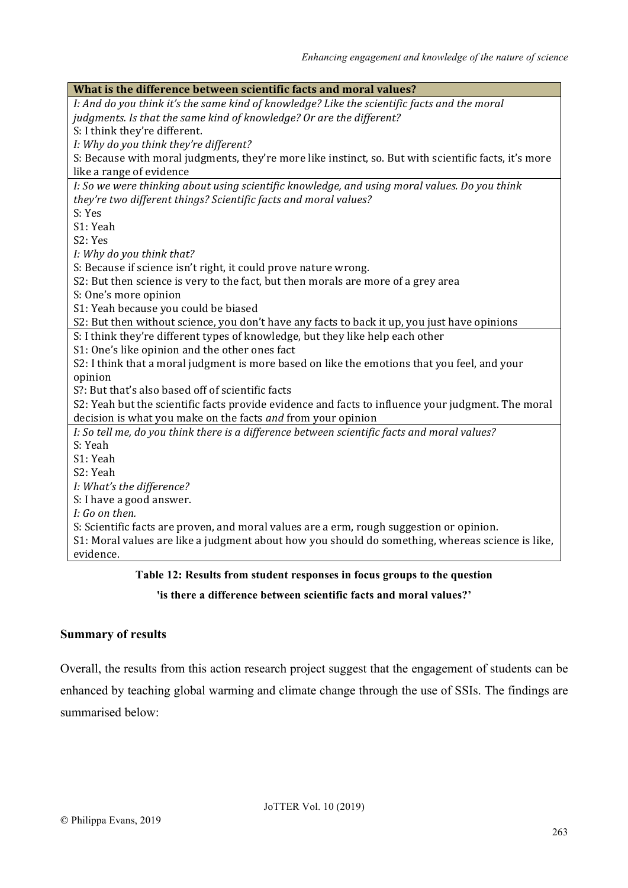| What is the difference between scientific facts and moral values? |
| --- |
| *I: And do you think it's the same kind of knowledge? Like the scientific facts and the moral judgments. Is that the same kind of knowledge? Or are the different?*<br>S: I think they're different.<br>*I: Why do you think they're different?*<br>S: Because with moral judgments, they're more like instinct, so. But with scientific facts, it's more like a range of evidence |
| *I: So we were thinking about using scientific knowledge, and using moral values. Do you think they're two different things? Scientific facts and moral values?*<br>S: Yes<br>S1: Yeah<br>S2: Yes<br>*I: Why do you think that?*<br>S: Because if science isn't right, it could prove nature wrong.<br>S2: But then science is very to the fact, but then morals are more of a grey area<br>S: One's more opinion<br>S1: Yeah because you could be biased<br>S2: But then without science, you don't have any facts to back it up, you just have opinions |
| S: I think they're different types of knowledge, but they like help each other<br>S1: One's like opinion and the other ones fact<br>S2: I think that a moral judgment is more based on like the emotions that you feel, and your opinion<br>S?: But that's also based off of scientific facts<br>S2: Yeah but the scientific facts provide evidence and facts to influence your judgment. The moral decision is what you make on the facts *and* from your opinion |
| *I: So tell me, do you think there is a difference between scientific facts and moral values?*<br>S: Yeah<br>S1: Yeah<br>S2: Yeah<br>*I: What's the difference?*<br>S: I have a good answer.<br>*I: Go on then.*<br>S: Scientific facts are proven, and moral values are a erm, rough suggestion or opinion.<br>S1: Moral values are like a judgment about how you should do something, whereas science is like, evidence. |

**Table 12: Results from student responses in focus groups to the question 'is there a difference between scientific facts and moral values?'**

## Summary of results

Overall, the results from this action research project suggest that the engagement of students can be enhanced by teaching global warming and climate change through the use of SSIs. The findings are summarised below: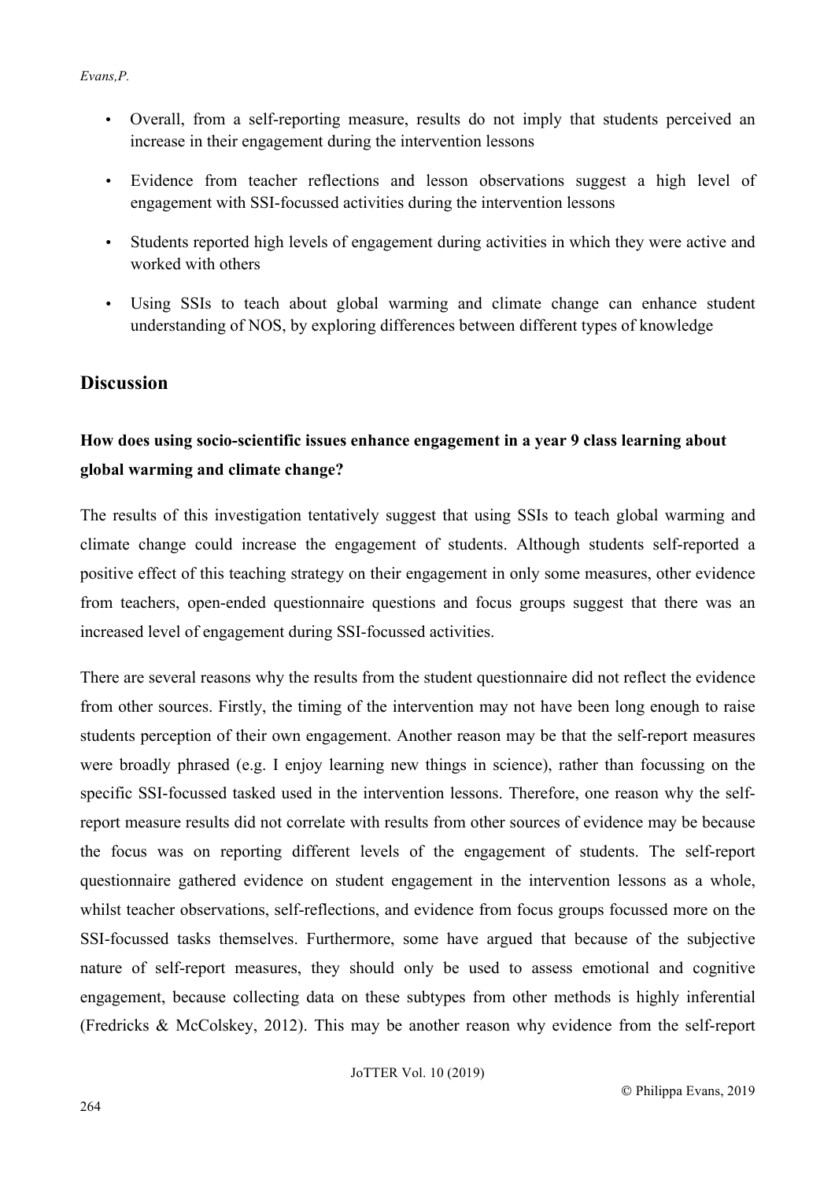- Overall, from a self-reporting measure, results do not imply that students perceived an increase in their engagement during the intervention lessons
- Evidence from teacher reflections and lesson observations suggest a high level of engagement with SSI-focussed activities during the intervention lessons
- Students reported high levels of engagement during activities in which they were active and worked with others
- Using SSIs to teach about global warming and climate change can enhance student understanding of NOS, by exploring differences between different types of knowledge

## Discussion

### How does using socio-scientific issues enhance engagement in a year 9 class learning about global warming and climate change?

The results of this investigation tentatively suggest that using SSIs to teach global warming and climate change could increase the engagement of students. Although students self-reported a positive effect of this teaching strategy on their engagement in only some measures, other evidence from teachers, open-ended questionnaire questions and focus groups suggest that there was an increased level of engagement during SSI-focussed activities.

There are several reasons why the results from the student questionnaire did not reflect the evidence from other sources. Firstly, the timing of the intervention may not have been long enough to raise students perception of their own engagement. Another reason may be that the self-report measures were broadly phrased (e.g. I enjoy learning new things in science), rather than focussing on the specific SSI-focussed tasked used in the intervention lessons. Therefore, one reason why the self-report measure results did not correlate with results from other sources of evidence may be because the focus was on reporting different levels of the engagement of students. The self-report questionnaire gathered evidence on student engagement in the intervention lessons as a whole, whilst teacher observations, self-reflections, and evidence from focus groups focussed more on the SSI-focussed tasks themselves. Furthermore, some have argued that because of the subjective nature of self-report measures, they should only be used to assess emotional and cognitive engagement, because collecting data on these subtypes from other methods is highly inferential (Fredricks & McColskey, 2012). This may be another reason why evidence from the self-report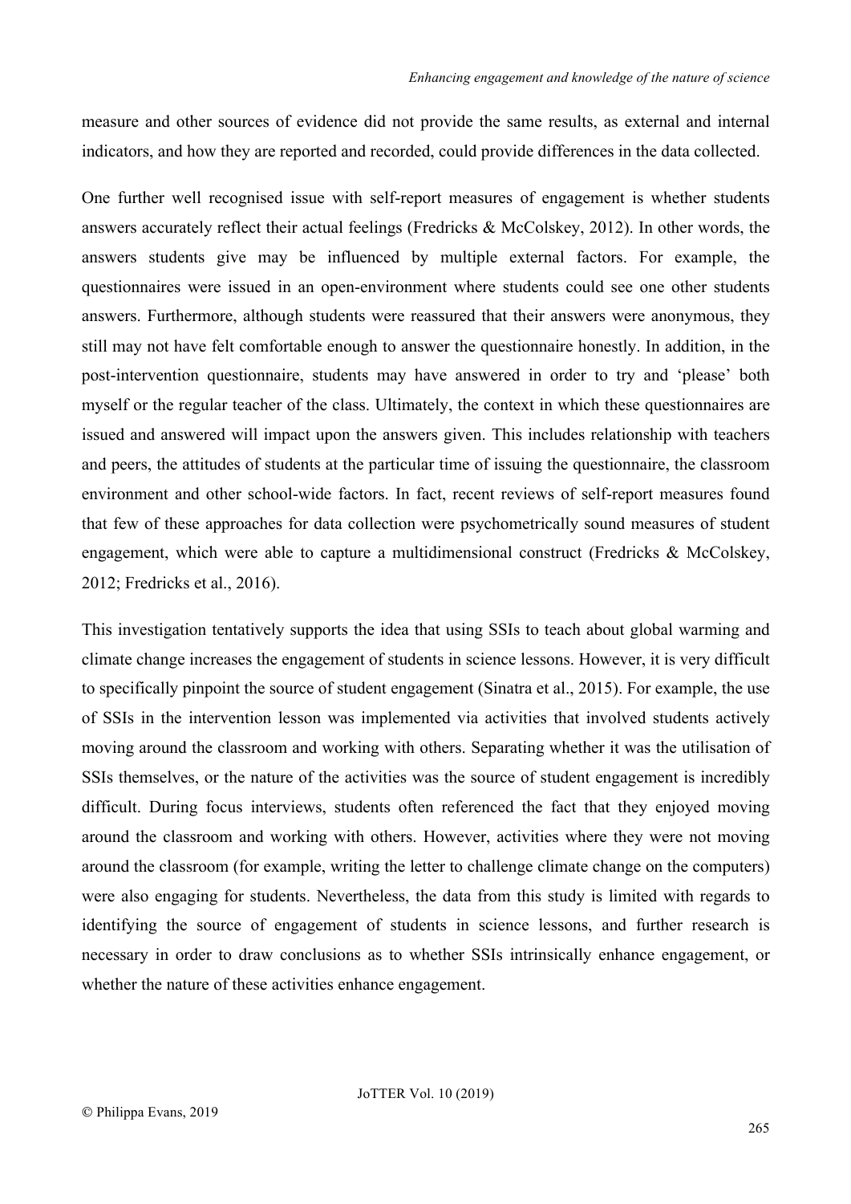measure and other sources of evidence did not provide the same results, as external and internal indicators, and how they are reported and recorded, could provide differences in the data collected.

One further well recognised issue with self-report measures of engagement is whether students answers accurately reflect their actual feelings (Fredricks & McColskey, 2012). In other words, the answers students give may be influenced by multiple external factors. For example, the questionnaires were issued in an open-environment where students could see one other students answers. Furthermore, although students were reassured that their answers were anonymous, they still may not have felt comfortable enough to answer the questionnaire honestly. In addition, in the post-intervention questionnaire, students may have answered in order to try and 'please' both myself or the regular teacher of the class. Ultimately, the context in which these questionnaires are issued and answered will impact upon the answers given. This includes relationship with teachers and peers, the attitudes of students at the particular time of issuing the questionnaire, the classroom environment and other school-wide factors. In fact, recent reviews of self-report measures found that few of these approaches for data collection were psychometrically sound measures of student engagement, which were able to capture a multidimensional construct (Fredricks & McColskey, 2012; Fredricks et al., 2016).

This investigation tentatively supports the idea that using SSIs to teach about global warming and climate change increases the engagement of students in science lessons. However, it is very difficult to specifically pinpoint the source of student engagement (Sinatra et al., 2015). For example, the use of SSIs in the intervention lesson was implemented via activities that involved students actively moving around the classroom and working with others. Separating whether it was the utilisation of SSIs themselves, or the nature of the activities was the source of student engagement is incredibly difficult. During focus interviews, students often referenced the fact that they enjoyed moving around the classroom and working with others. However, activities where they were not moving around the classroom (for example, writing the letter to challenge climate change on the computers) were also engaging for students. Nevertheless, the data from this study is limited with regards to identifying the source of engagement of students in science lessons, and further research is necessary in order to draw conclusions as to whether SSIs intrinsically enhance engagement, or whether the nature of these activities enhance engagement.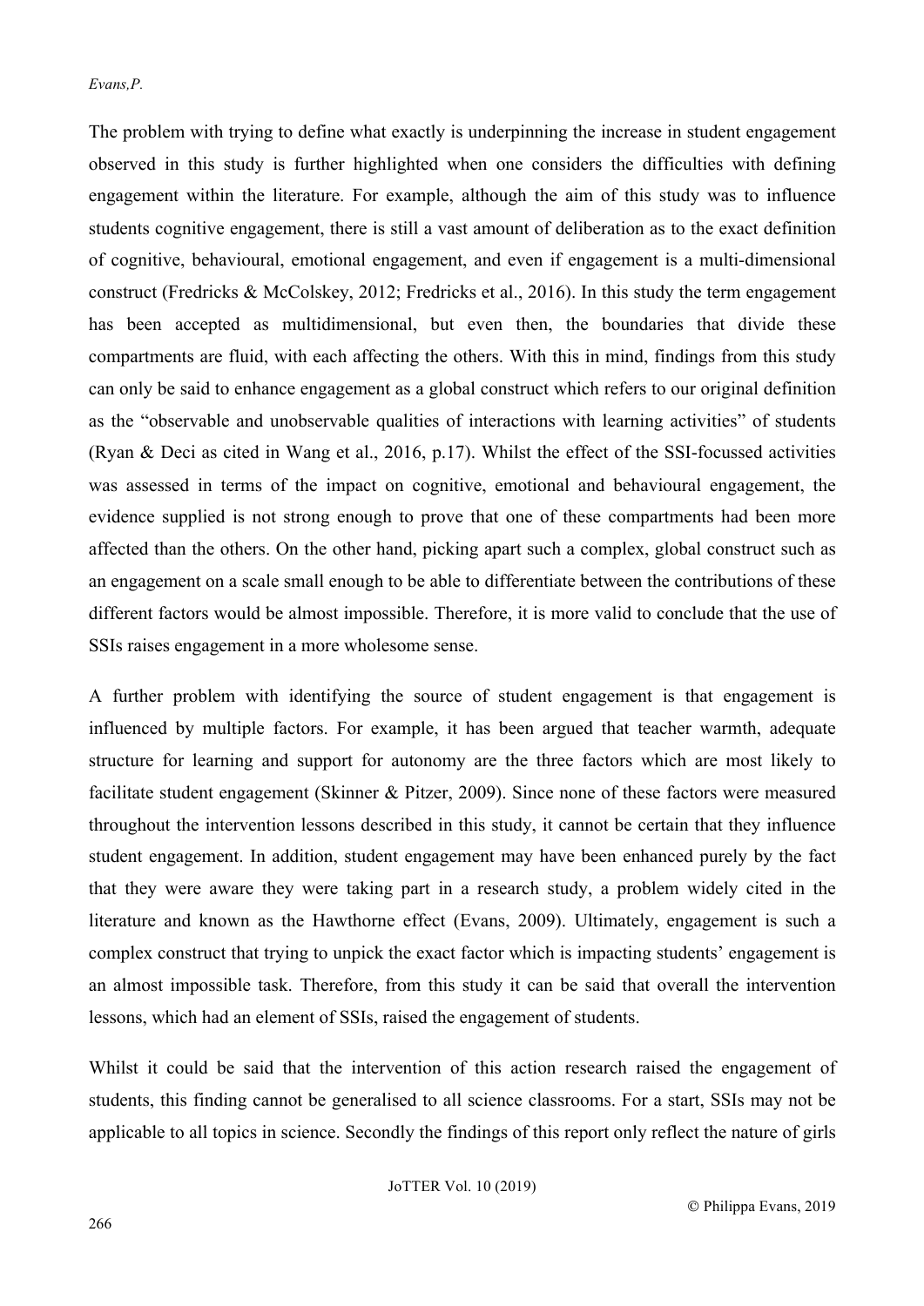The problem with trying to define what exactly is underpinning the increase in student engagement observed in this study is further highlighted when one considers the difficulties with defining engagement within the literature. For example, although the aim of this study was to influence students cognitive engagement, there is still a vast amount of deliberation as to the exact definition of cognitive, behavioural, emotional engagement, and even if engagement is a multi-dimensional construct (Fredricks & McColskey, 2012; Fredricks et al., 2016). In this study the term engagement has been accepted as multidimensional, but even then, the boundaries that divide these compartments are fluid, with each affecting the others. With this in mind, findings from this study can only be said to enhance engagement as a global construct which refers to our original definition as the "observable and unobservable qualities of interactions with learning activities" of students (Ryan & Deci as cited in Wang et al., 2016, p.17). Whilst the effect of the SSI-focussed activities was assessed in terms of the impact on cognitive, emotional and behavioural engagement, the evidence supplied is not strong enough to prove that one of these compartments had been more affected than the others. On the other hand, picking apart such a complex, global construct such as an engagement on a scale small enough to be able to differentiate between the contributions of these different factors would be almost impossible. Therefore, it is more valid to conclude that the use of SSIs raises engagement in a more wholesome sense.

A further problem with identifying the source of student engagement is that engagement is influenced by multiple factors. For example, it has been argued that teacher warmth, adequate structure for learning and support for autonomy are the three factors which are most likely to facilitate student engagement (Skinner & Pitzer, 2009). Since none of these factors were measured throughout the intervention lessons described in this study, it cannot be certain that they influence student engagement. In addition, student engagement may have been enhanced purely by the fact that they were aware they were taking part in a research study, a problem widely cited in the literature and known as the Hawthorne effect (Evans, 2009). Ultimately, engagement is such a complex construct that trying to unpick the exact factor which is impacting students' engagement is an almost impossible task. Therefore, from this study it can be said that overall the intervention lessons, which had an element of SSIs, raised the engagement of students.

Whilst it could be said that the intervention of this action research raised the engagement of students, this finding cannot be generalised to all science classrooms. For a start, SSIs may not be applicable to all topics in science. Secondly the findings of this report only reflect the nature of girls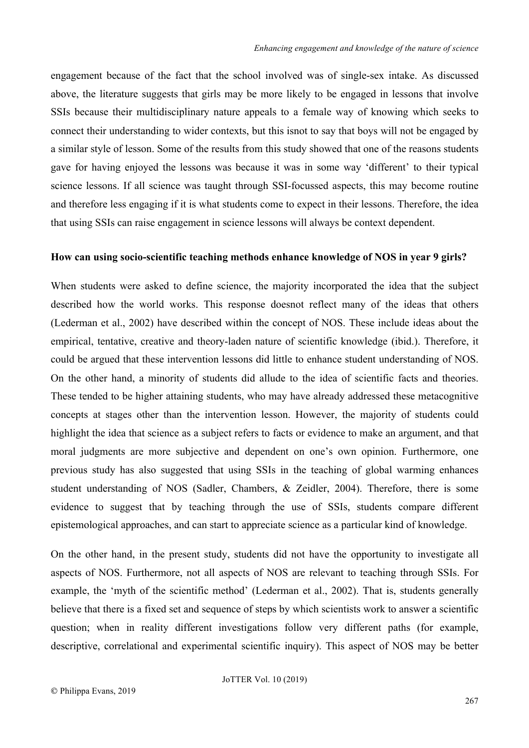engagement because of the fact that the school involved was of single-sex intake. As discussed above, the literature suggests that girls may be more likely to be engaged in lessons that involve SSIs because their multidisciplinary nature appeals to a female way of knowing which seeks to connect their understanding to wider contexts, but this isnot to say that boys will not be engaged by a similar style of lesson. Some of the results from this study showed that one of the reasons students gave for having enjoyed the lessons was because it was in some way 'different' to their typical science lessons. If all science was taught through SSI-focussed aspects, this may become routine and therefore less engaging if it is what students come to expect in their lessons. Therefore, the idea that using SSIs can raise engagement in science lessons will always be context dependent.

**How can using socio-scientific teaching methods enhance knowledge of NOS in year 9 girls?**

When students were asked to define science, the majority incorporated the idea that the subject described how the world works. This response doesnot reflect many of the ideas that others (Lederman et al., 2002) have described within the concept of NOS. These include ideas about the empirical, tentative, creative and theory-laden nature of scientific knowledge (ibid.). Therefore, it could be argued that these intervention lessons did little to enhance student understanding of NOS. On the other hand, a minority of students did allude to the idea of scientific facts and theories. These tended to be higher attaining students, who may have already addressed these metacognitive concepts at stages other than the intervention lesson. However, the majority of students could highlight the idea that science as a subject refers to facts or evidence to make an argument, and that moral judgments are more subjective and dependent on one's own opinion. Furthermore, one previous study has also suggested that using SSIs in the teaching of global warming enhances student understanding of NOS (Sadler, Chambers, & Zeidler, 2004). Therefore, there is some evidence to suggest that by teaching through the use of SSIs, students compare different epistemological approaches, and can start to appreciate science as a particular kind of knowledge.

On the other hand, in the present study, students did not have the opportunity to investigate all aspects of NOS. Furthermore, not all aspects of NOS are relevant to teaching through SSIs. For example, the 'myth of the scientific method' (Lederman et al., 2002). That is, students generally believe that there is a fixed set and sequence of steps by which scientists work to answer a scientific question; when in reality different investigations follow very different paths (for example, descriptive, correlational and experimental scientific inquiry). This aspect of NOS may be better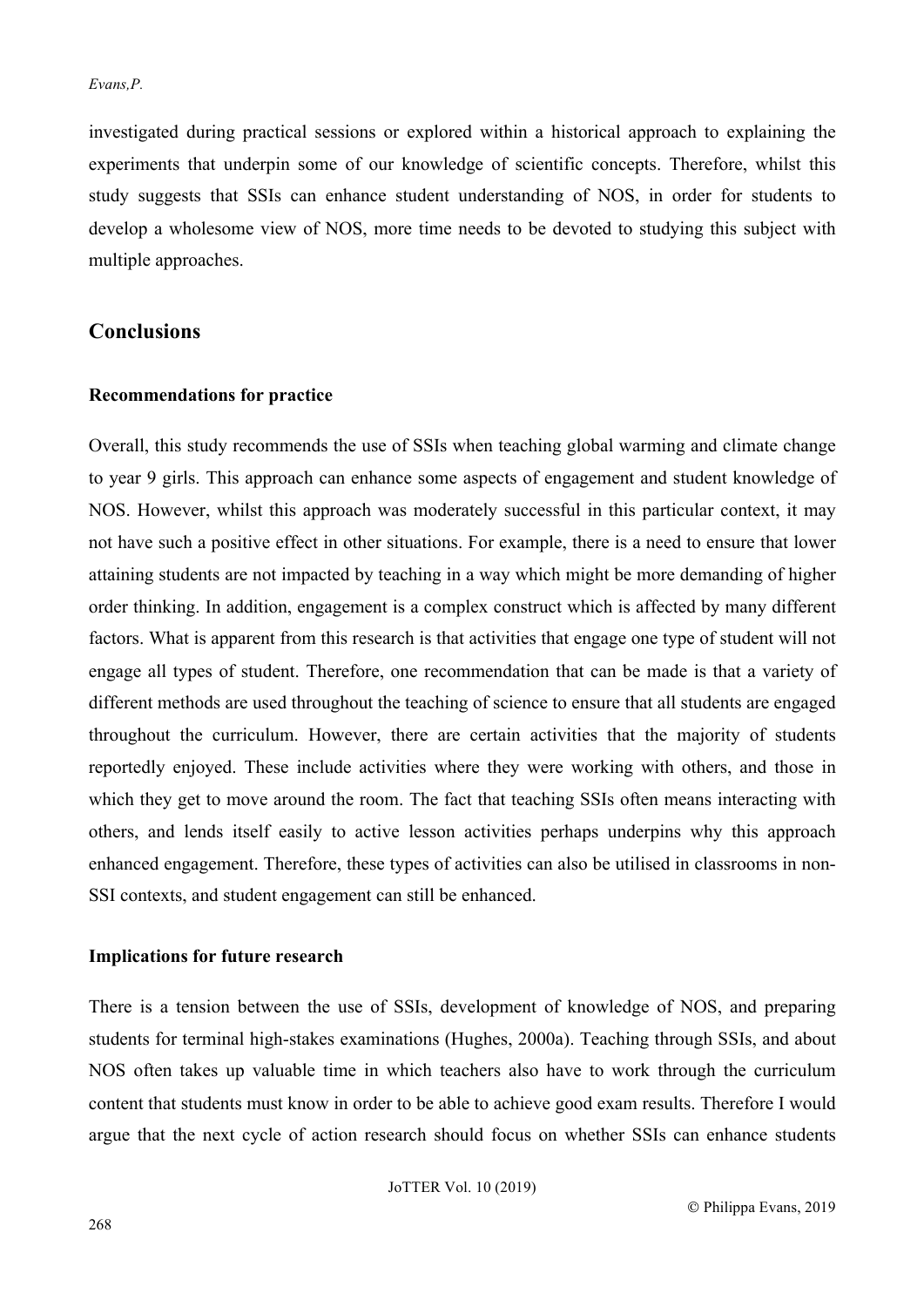investigated during practical sessions or explored within a historical approach to explaining the experiments that underpin some of our knowledge of scientific concepts. Therefore, whilst this study suggests that SSIs can enhance student understanding of NOS, in order for students to develop a wholesome view of NOS, more time needs to be devoted to studying this subject with multiple approaches.

## Conclusions

### Recommendations for practice

Overall, this study recommends the use of SSIs when teaching global warming and climate change to year 9 girls. This approach can enhance some aspects of engagement and student knowledge of NOS. However, whilst this approach was moderately successful in this particular context, it may not have such a positive effect in other situations. For example, there is a need to ensure that lower attaining students are not impacted by teaching in a way which might be more demanding of higher order thinking. In addition, engagement is a complex construct which is affected by many different factors. What is apparent from this research is that activities that engage one type of student will not engage all types of student. Therefore, one recommendation that can be made is that a variety of different methods are used throughout the teaching of science to ensure that all students are engaged throughout the curriculum. However, there are certain activities that the majority of students reportedly enjoyed. These include activities where they were working with others, and those in which they get to move around the room. The fact that teaching SSIs often means interacting with others, and lends itself easily to active lesson activities perhaps underpins why this approach enhanced engagement. Therefore, these types of activities can also be utilised in classrooms in non-SSI contexts, and student engagement can still be enhanced.

### Implications for future research

There is a tension between the use of SSIs, development of knowledge of NOS, and preparing students for terminal high-stakes examinations (Hughes, 2000a). Teaching through SSIs, and about NOS often takes up valuable time in which teachers also have to work through the curriculum content that students must know in order to be able to achieve good exam results. Therefore I would argue that the next cycle of action research should focus on whether SSIs can enhance students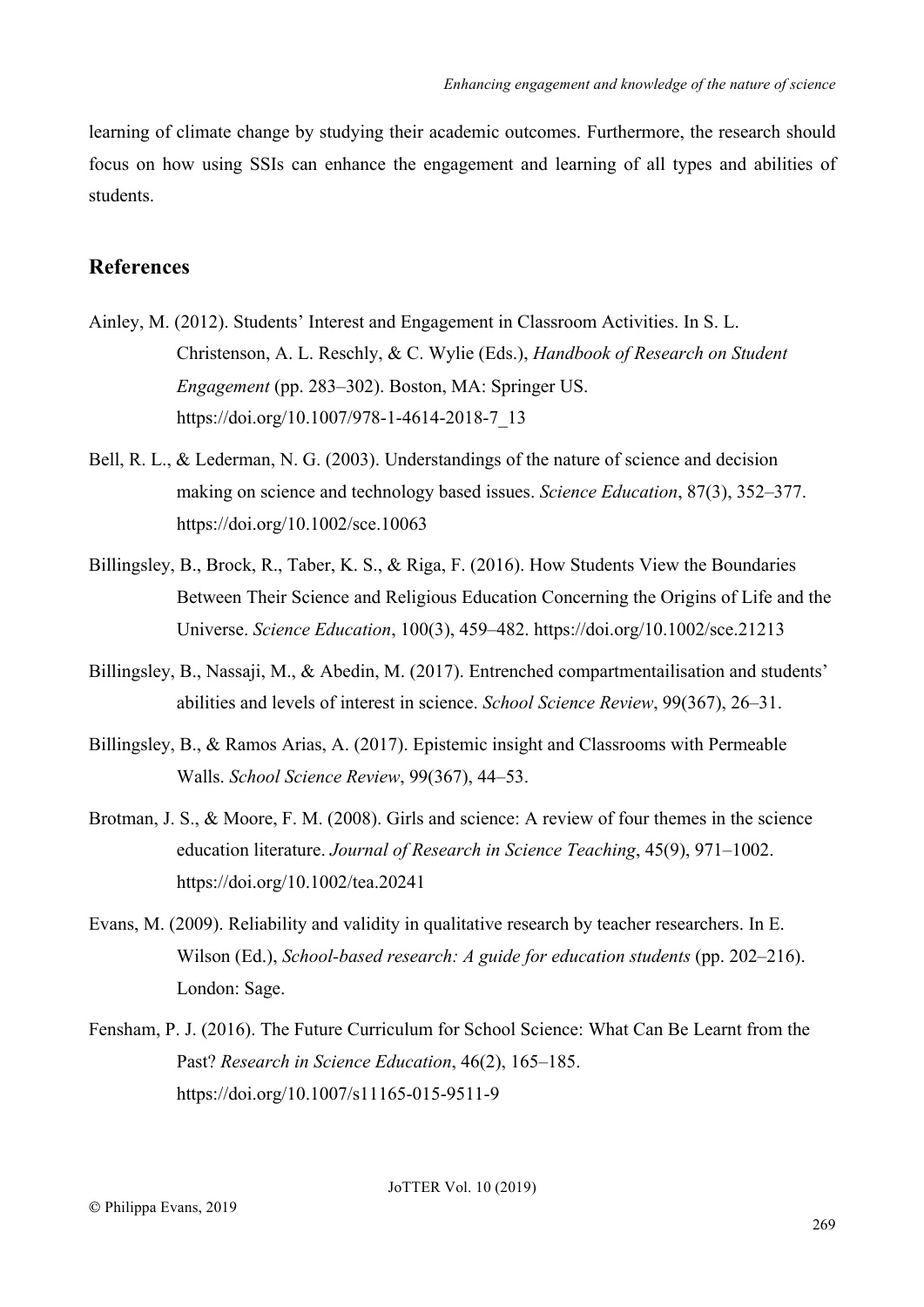learning of climate change by studying their academic outcomes. Furthermore, the research should focus on how using SSIs can enhance the engagement and learning of all types and abilities of students.

## References

Ainley, M. (2012). Students' Interest and Engagement in Classroom Activities. In S. L. Christenson, A. L. Reschly, & C. Wylie (Eds.), *Handbook of Research on Student Engagement* (pp. 283–302). Boston, MA: Springer US. https://doi.org/10.1007/978-1-4614-2018-7_13

Bell, R. L., & Lederman, N. G. (2003). Understandings of the nature of science and decision making on science and technology based issues. *Science Education*, 87(3), 352–377. https://doi.org/10.1002/sce.10063

Billingsley, B., Brock, R., Taber, K. S., & Riga, F. (2016). How Students View the Boundaries Between Their Science and Religious Education Concerning the Origins of Life and the Universe. *Science Education*, 100(3), 459–482. https://doi.org/10.1002/sce.21213

Billingsley, B., Nassaji, M., & Abedin, M. (2017). Entrenched compartmentailisation and students' abilities and levels of interest in science. *School Science Review*, 99(367), 26–31.

Billingsley, B., & Ramos Arias, A. (2017). Epistemic insight and Classrooms with Permeable Walls. *School Science Review*, 99(367), 44–53.

Brotman, J. S., & Moore, F. M. (2008). Girls and science: A review of four themes in the science education literature. *Journal of Research in Science Teaching*, 45(9), 971–1002. https://doi.org/10.1002/tea.20241

Evans, M. (2009). Reliability and validity in qualitative research by teacher researchers. In E. Wilson (Ed.), *School-based research: A guide for education students* (pp. 202–216). London: Sage.

Fensham, P. J. (2016). The Future Curriculum for School Science: What Can Be Learnt from the Past? *Research in Science Education*, 46(2), 165–185. https://doi.org/10.1007/s11165-015-9511-9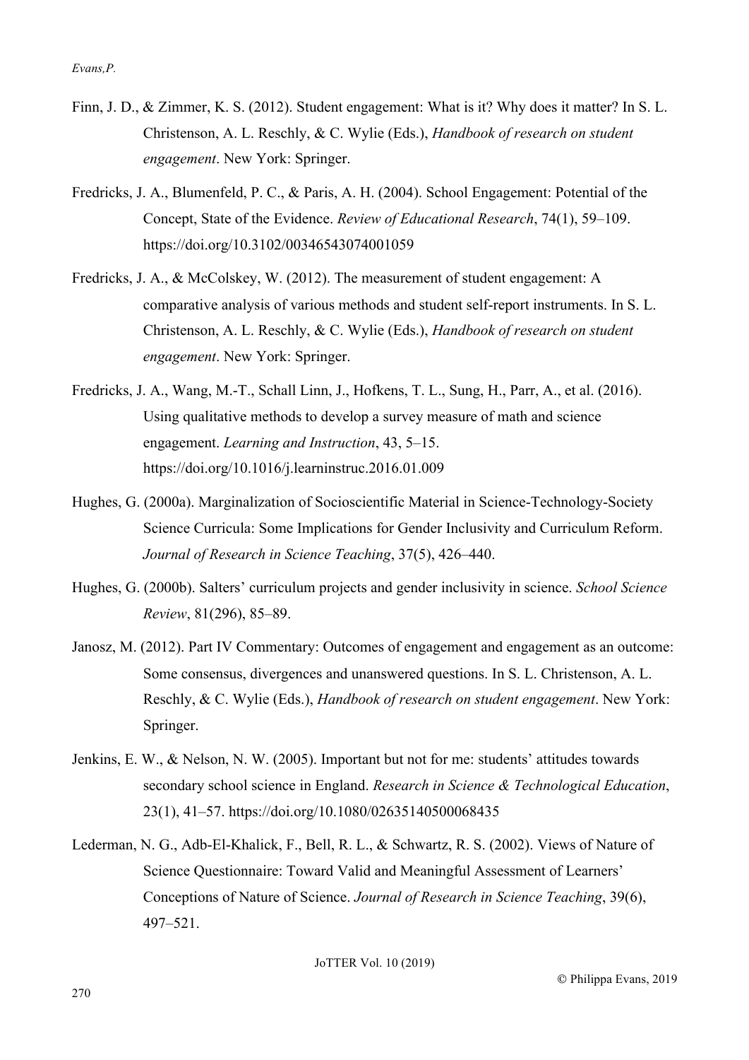Finn, J. D., & Zimmer, K. S. (2012). Student engagement: What is it? Why does it matter? In S. L. Christenson, A. L. Reschly, & C. Wylie (Eds.), *Handbook of research on student engagement*. New York: Springer.

Fredricks, J. A., Blumenfeld, P. C., & Paris, A. H. (2004). School Engagement: Potential of the Concept, State of the Evidence. *Review of Educational Research*, 74(1), 59–109. https://doi.org/10.3102/00346543074001059

Fredricks, J. A., & McColskey, W. (2012). The measurement of student engagement: A comparative analysis of various methods and student self-report instruments. In S. L. Christenson, A. L. Reschly, & C. Wylie (Eds.), *Handbook of research on student engagement*. New York: Springer.

Fredricks, J. A., Wang, M.-T., Schall Linn, J., Hofkens, T. L., Sung, H., Parr, A., et al. (2016). Using qualitative methods to develop a survey measure of math and science engagement. *Learning and Instruction*, 43, 5–15. https://doi.org/10.1016/j.learninstruc.2016.01.009

Hughes, G. (2000a). Marginalization of Socioscientific Material in Science-Technology-Society Science Curricula: Some Implications for Gender Inclusivity and Curriculum Reform. *Journal of Research in Science Teaching*, 37(5), 426–440.

Hughes, G. (2000b). Salters' curriculum projects and gender inclusivity in science. *School Science Review*, 81(296), 85–89.

Janosz, M. (2012). Part IV Commentary: Outcomes of engagement and engagement as an outcome: Some consensus, divergences and unanswered questions. In S. L. Christenson, A. L. Reschly, & C. Wylie (Eds.), *Handbook of research on student engagement*. New York: Springer.

Jenkins, E. W., & Nelson, N. W. (2005). Important but not for me: students' attitudes towards secondary school science in England. *Research in Science & Technological Education*, 23(1), 41–57. https://doi.org/10.1080/02635140500068435

Lederman, N. G., Adb-El-Khalick, F., Bell, R. L., & Schwartz, R. S. (2002). Views of Nature of Science Questionnaire: Toward Valid and Meaningful Assessment of Learners' Conceptions of Nature of Science. *Journal of Research in Science Teaching*, 39(6), 497–521.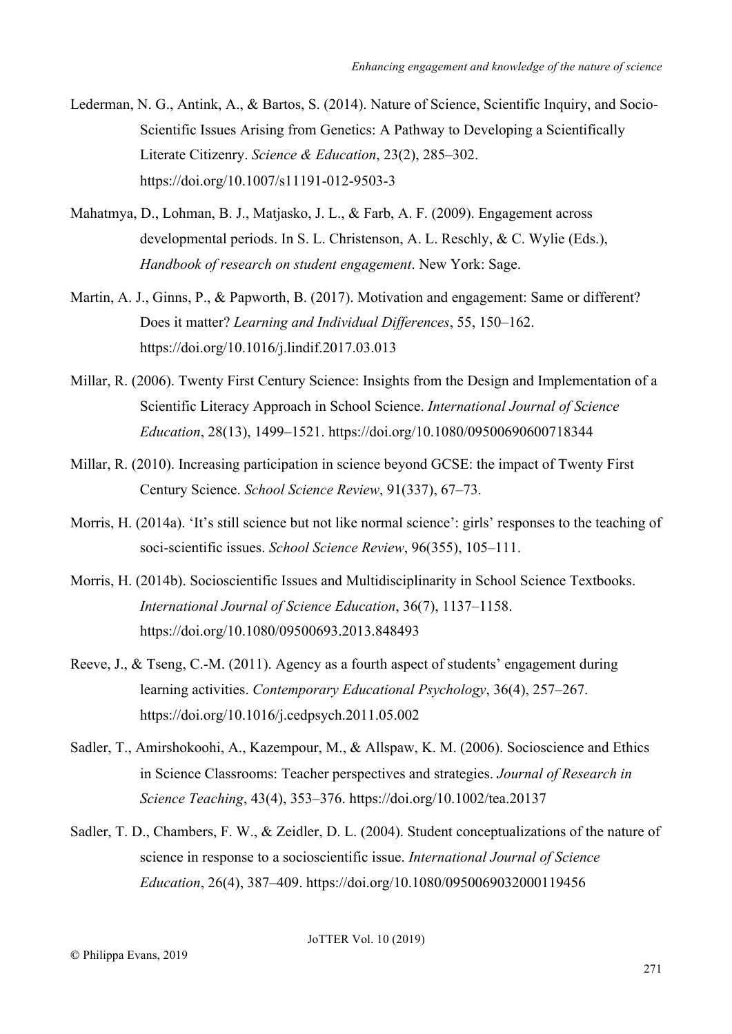Lederman, N. G., Antink, A., & Bartos, S. (2014). Nature of Science, Scientific Inquiry, and Socio-Scientific Issues Arising from Genetics: A Pathway to Developing a Scientifically Literate Citizenry. *Science & Education*, 23(2), 285–302. https://doi.org/10.1007/s11191-012-9503-3

Mahatmya, D., Lohman, B. J., Matjasko, J. L., & Farb, A. F. (2009). Engagement across developmental periods. In S. L. Christenson, A. L. Reschly, & C. Wylie (Eds.), *Handbook of research on student engagement*. New York: Sage.

Martin, A. J., Ginns, P., & Papworth, B. (2017). Motivation and engagement: Same or different? Does it matter? *Learning and Individual Differences*, 55, 150–162. https://doi.org/10.1016/j.lindif.2017.03.013

Millar, R. (2006). Twenty First Century Science: Insights from the Design and Implementation of a Scientific Literacy Approach in School Science. *International Journal of Science Education*, 28(13), 1499–1521. https://doi.org/10.1080/09500690600718344

Millar, R. (2010). Increasing participation in science beyond GCSE: the impact of Twenty First Century Science. *School Science Review*, 91(337), 67–73.

Morris, H. (2014a). 'It's still science but not like normal science': girls' responses to the teaching of soci-scientific issues. *School Science Review*, 96(355), 105–111.

Morris, H. (2014b). Socioscientific Issues and Multidisciplinarity in School Science Textbooks. *International Journal of Science Education*, 36(7), 1137–1158. https://doi.org/10.1080/09500693.2013.848493

Reeve, J., & Tseng, C.-M. (2011). Agency as a fourth aspect of students' engagement during learning activities. *Contemporary Educational Psychology*, 36(4), 257–267. https://doi.org/10.1016/j.cedpsych.2011.05.002

Sadler, T., Amirshokoohi, A., Kazempour, M., & Allspaw, K. M. (2006). Socioscience and Ethics in Science Classrooms: Teacher perspectives and strategies. *Journal of Research in Science Teaching*, 43(4), 353–376. https://doi.org/10.1002/tea.20137

Sadler, T. D., Chambers, F. W., & Zeidler, D. L. (2004). Student conceptualizations of the nature of science in response to a socioscientific issue. *International Journal of Science Education*, 26(4), 387–409. https://doi.org/10.1080/0950069032000119456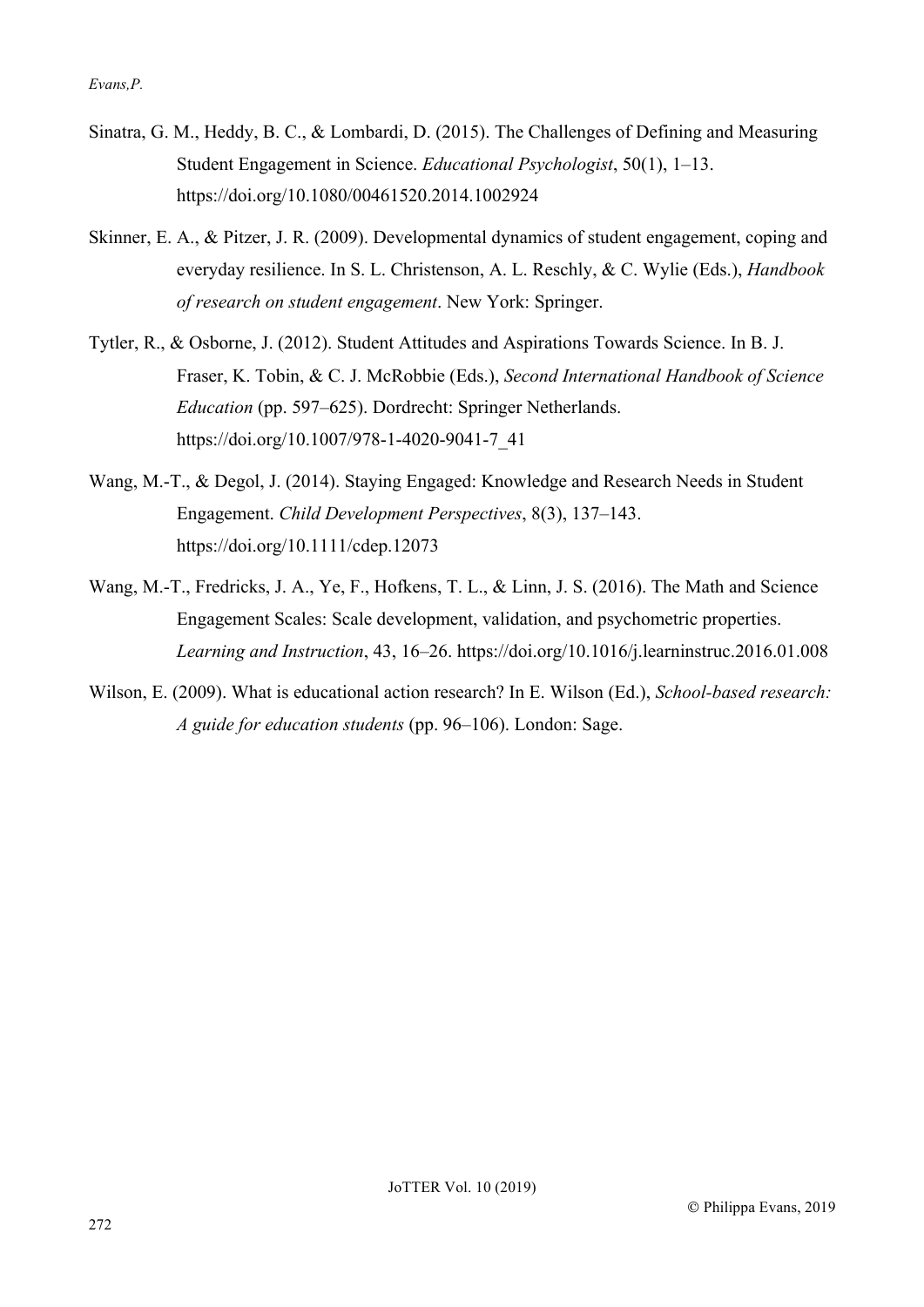Sinatra, G. M., Heddy, B. C., & Lombardi, D. (2015). The Challenges of Defining and Measuring Student Engagement in Science. *Educational Psychologist*, 50(1), 1–13. https://doi.org/10.1080/00461520.2014.1002924

Skinner, E. A., & Pitzer, J. R. (2009). Developmental dynamics of student engagement, coping and everyday resilience. In S. L. Christenson, A. L. Reschly, & C. Wylie (Eds.), *Handbook of research on student engagement*. New York: Springer.

Tytler, R., & Osborne, J. (2012). Student Attitudes and Aspirations Towards Science. In B. J. Fraser, K. Tobin, & C. J. McRobbie (Eds.), *Second International Handbook of Science Education* (pp. 597–625). Dordrecht: Springer Netherlands. https://doi.org/10.1007/978-1-4020-9041-7_41

Wang, M.-T., & Degol, J. (2014). Staying Engaged: Knowledge and Research Needs in Student Engagement. *Child Development Perspectives*, 8(3), 137–143. https://doi.org/10.1111/cdep.12073

Wang, M.-T., Fredricks, J. A., Ye, F., Hofkens, T. L., & Linn, J. S. (2016). The Math and Science Engagement Scales: Scale development, validation, and psychometric properties. *Learning and Instruction*, 43, 16–26. https://doi.org/10.1016/j.learninstruc.2016.01.008

Wilson, E. (2009). What is educational action research? In E. Wilson (Ed.), *School-based research: A guide for education students* (pp. 96–106). London: Sage.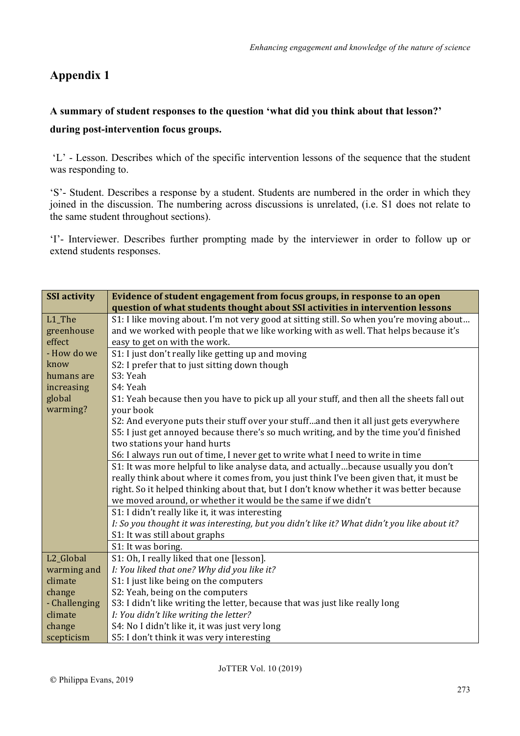# Appendix 1

**A summary of student responses to the question 'what did you think about that lesson?' during post-intervention focus groups.**

'L' - Lesson. Describes which of the specific intervention lessons of the sequence that the student was responding to.

'S'- Student. Describes a response by a student. Students are numbered in the order in which they joined in the discussion. The numbering across discussions is unrelated, (i.e. S1 does not relate to the same student throughout sections).

'I'- Interviewer. Describes further prompting made by the interviewer in order to follow up or extend students responses.

| SSI activity | Evidence of student engagement from focus groups, in response to an open question of what students thought about SSI activities in intervention lessons |
|---|---|
| L1_The greenhouse effect - How do we know humans are increasing global warming? | S1: I like moving about. I'm not very good at sitting still. So when you're moving about… and we worked with people that we like working with as well. That helps because it's easy to get on with the work. |
| | S1: I just don't really like getting up and moving<br>S2: I prefer that to just sitting down though<br>S3: Yeah<br>S4: Yeah<br>S1: Yeah because then you have to pick up all your stuff, and then all the sheets fall out your book<br>S2: And everyone puts their stuff over your stuff…and then it all just gets everywhere<br>S5: I just get annoyed because there's so much writing, and by the time you'd finished two stations your hand hurts<br>S6: I always run out of time, I never get to write what I need to write in time |
| | S1: It was more helpful to like analyse data, and actually…because usually you don't really think about where it comes from, you just think I've been given that, it must be right. So it helped thinking about that, but I don't know whether it was better because we moved around, or whether it would be the same if we didn't |
| | S1: I didn't really like it, it was interesting<br>*I: So you thought it was interesting, but you didn't like it? What didn't you like about it?*<br>S1: It was still about graphs |
| | S1: It was boring. |
| L2_Global warming and climate change - Challenging climate change scepticism | S1: Oh, I really liked that one [lesson].<br>*I: You liked that one? Why did you like it?*<br>S1: I just like being on the computers<br>S2: Yeah, being on the computers<br>S3: I didn't like writing the letter, because that was just like really long<br>*I: You didn't like writing the letter?*<br>S4: No I didn't like it, it was just very long<br>S5: I don't think it was very interesting |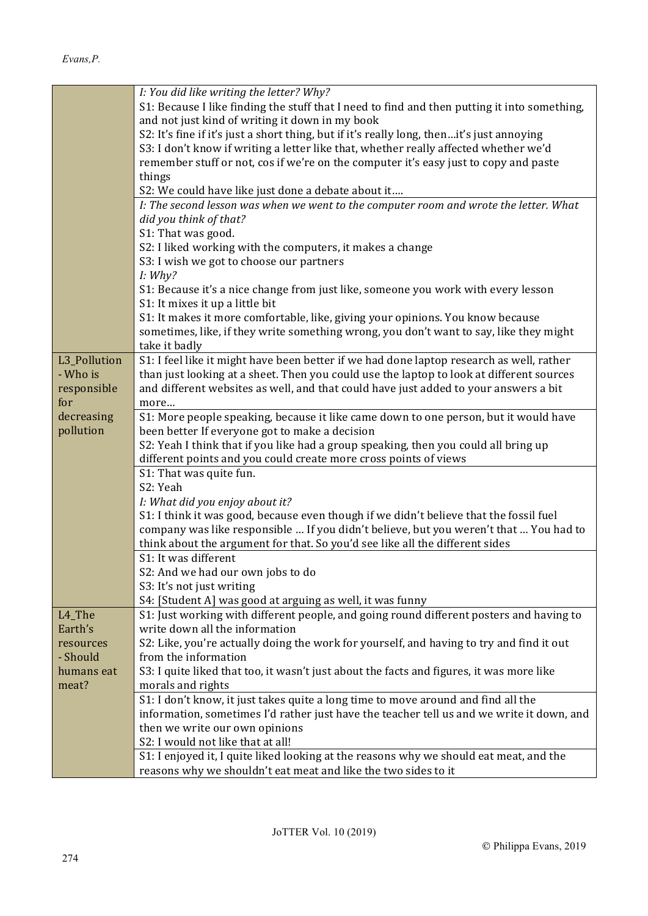| | |
|---|---|
| | *I: You did like writing the letter? Why?*<br>S1: Because I like finding the stuff that I need to find and then putting it into something, and not just kind of writing it down in my book<br>S2: It's fine if it's just a short thing, but if it's really long, then…it's just annoying<br>S3: I don't know if writing a letter like that, whether really affected whether we'd remember stuff or not, cos if we're on the computer it's easy just to copy and paste things<br>S2: We could have like just done a debate about it…. |
| | *I: The second lesson was when we went to the computer room and wrote the letter. What did you think of that?*<br>S1: That was good.<br>S2: I liked working with the computers, it makes a change<br>S3: I wish we got to choose our partners<br>*I: Why?*<br>S1: Because it's a nice change from just like, someone you work with every lesson<br>S1: It mixes it up a little bit<br>S1: It makes it more comfortable, like, giving your opinions. You know because sometimes, like, if they write something wrong, you don't want to say, like they might take it badly |
| L3_Pollution - Who is responsible for decreasing pollution | S1: I feel like it might have been better if we had done laptop research as well, rather than just looking at a sheet. Then you could use the laptop to look at different sources and different websites as well, and that could have just added to your answers a bit more… |
| | S1: More people speaking, because it like came down to one person, but it would have been better If everyone got to make a decision<br>S2: Yeah I think that if you like had a group speaking, then you could all bring up different points and you could create more cross points of views |
| | S1: That was quite fun.<br>S2: Yeah<br>*I: What did you enjoy about it?*<br>S1: I think it was good, because even though if we didn't believe that the fossil fuel company was like responsible … If you didn't believe, but you weren't that … You had to think about the argument for that. So you'd see like all the different sides |
| | S1: It was different<br>S2: And we had our own jobs to do<br>S3: It's not just writing<br>S4: [Student A] was good at arguing as well, it was funny |
| L4_The Earth's resources - Should humans eat meat? | S1: Just working with different people, and going round different posters and having to write down all the information<br>S2: Like, you're actually doing the work for yourself, and having to try and find it out from the information<br>S3: I quite liked that too, it wasn't just about the facts and figures, it was more like morals and rights |
| | S1: I don't know, it just takes quite a long time to move around and find all the information, sometimes I'd rather just have the teacher tell us and we write it down, and then we write our own opinions<br>S2: I would not like that at all! |
| | S1: I enjoyed it, I quite liked looking at the reasons why we should eat meat, and the reasons why we shouldn't eat meat and like the two sides to it |

© Philippa Evans, 2019